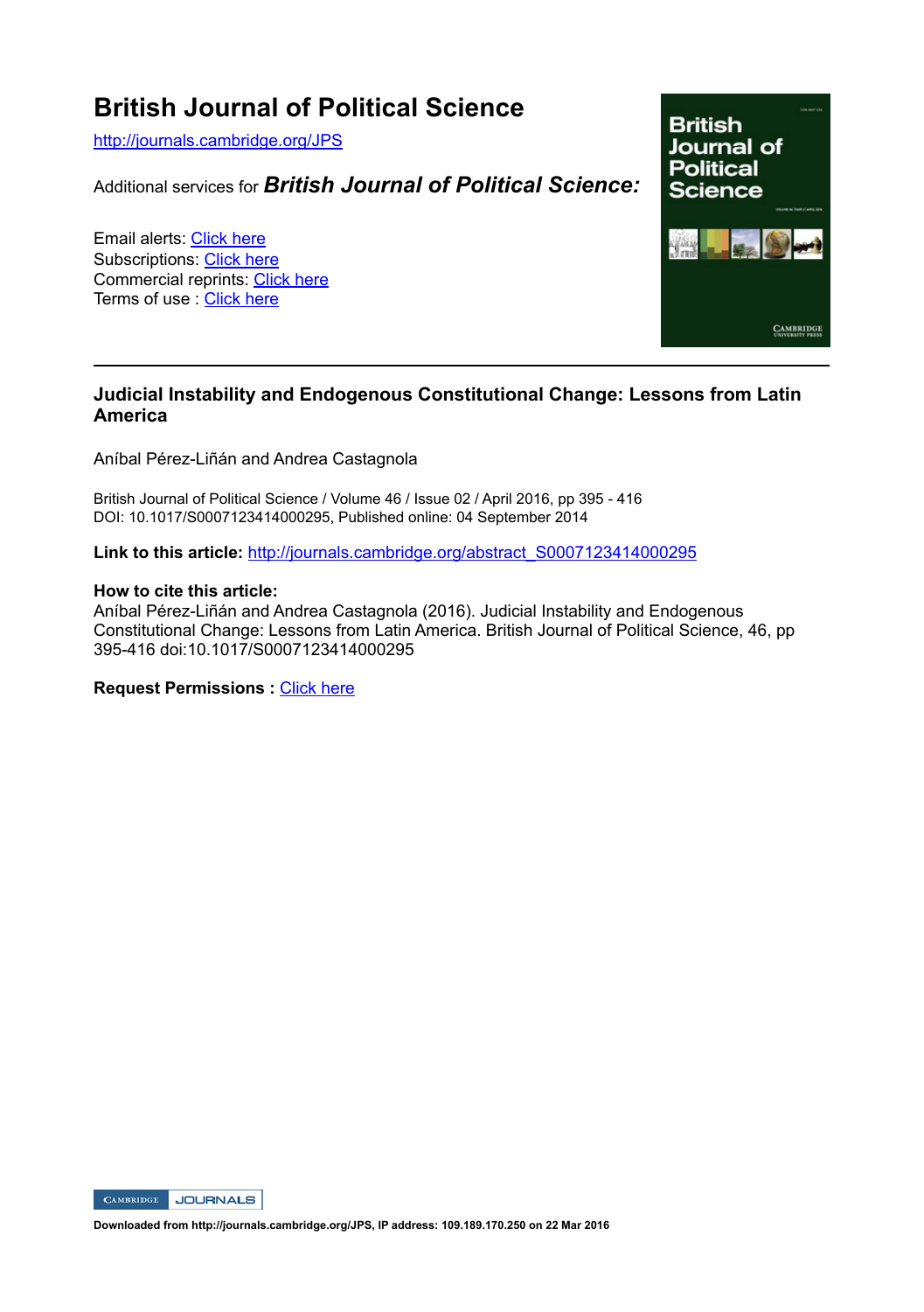# British Journal of Political Science

http://journals.cambridge.org/JPS

Additional services for ***British Journal of Political Science:***

Email alerts: Click here
Subscriptions: Click here
Commercial reprints: Click here
Terms of use : Click here

---

## Judicial Instability and Endogenous Constitutional Change: Lessons from Latin America

Aníbal Pérez-Liñán and Andrea Castagnola

British Journal of Political Science / Volume 46 / Issue 02 / April 2016, pp 395 - 416
DOI: 10.1017/S0007123414000295, Published online: 04 September 2014

**Link to this article:** http://journals.cambridge.org/abstract_S0007123414000295

**How to cite this article:**
Aníbal Pérez-Liñán and Andrea Castagnola (2016). Judicial Instability and Endogenous Constitutional Change: Lessons from Latin America. British Journal of Political Science, 46, pp 395-416 doi:10.1017/S0007123414000295

**Request Permissions :** Click here

**Downloaded from http://journals.cambridge.org/JPS, IP address: 109.189.170.250 on 22 Mar 2016**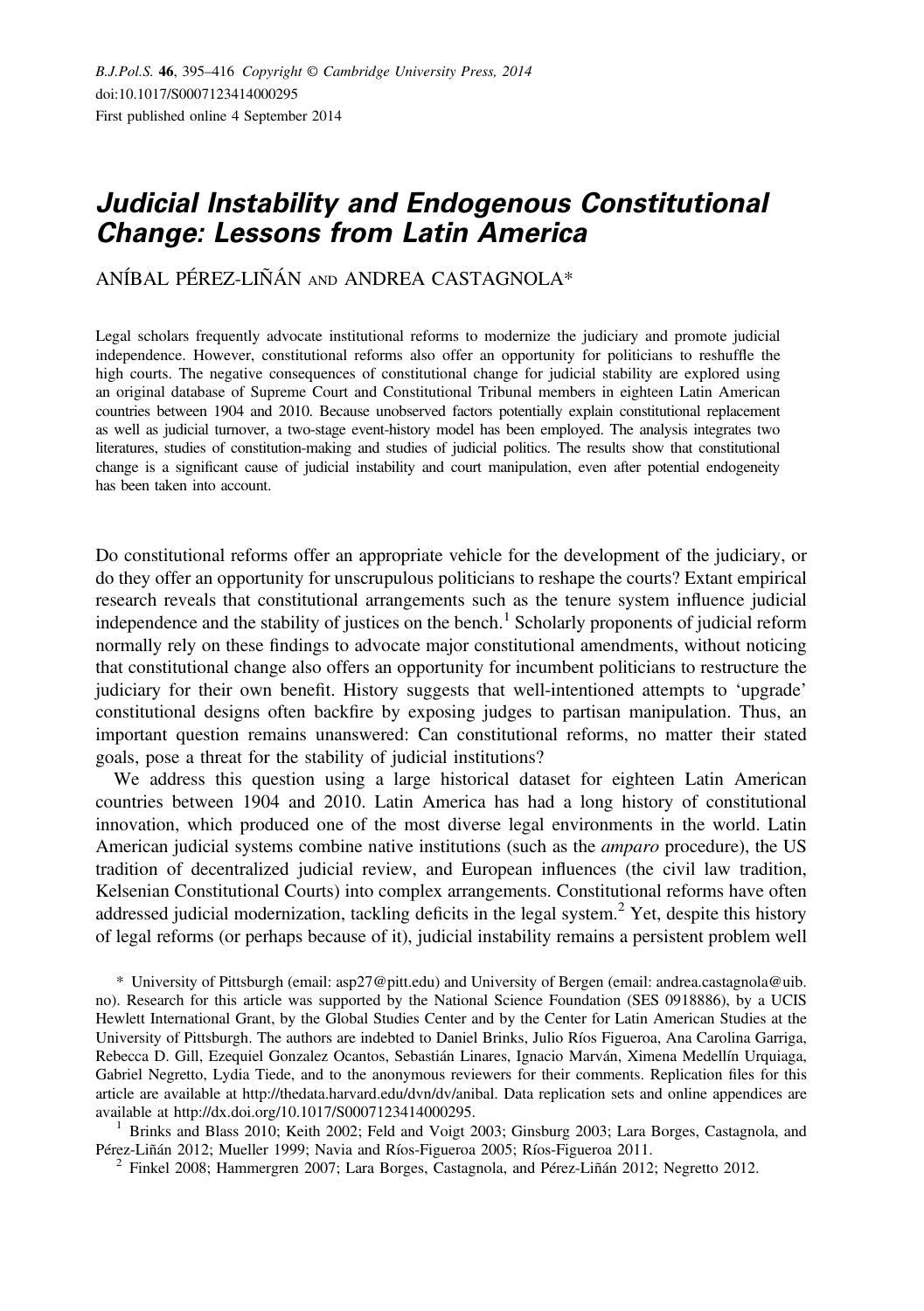# Judicial Instability and Endogenous Constitutional Change: Lessons from Latin America

ANÍBAL PÉREZ-LIÑÁN AND ANDREA CASTAGNOLA*

Legal scholars frequently advocate institutional reforms to modernize the judiciary and promote judicial independence. However, constitutional reforms also offer an opportunity for politicians to reshuffle the high courts. The negative consequences of constitutional change for judicial stability are explored using an original database of Supreme Court and Constitutional Tribunal members in eighteen Latin American countries between 1904 and 2010. Because unobserved factors potentially explain constitutional replacement as well as judicial turnover, a two-stage event-history model has been employed. The analysis integrates two literatures, studies of constitution-making and studies of judicial politics. The results show that constitutional change is a significant cause of judicial instability and court manipulation, even after potential endogeneity has been taken into account.

Do constitutional reforms offer an appropriate vehicle for the development of the judiciary, or do they offer an opportunity for unscrupulous politicians to reshape the courts? Extant empirical research reveals that constitutional arrangements such as the tenure system influence judicial independence and the stability of justices on the bench.[1] Scholarly proponents of judicial reform normally rely on these findings to advocate major constitutional amendments, without noticing that constitutional change also offers an opportunity for incumbent politicians to restructure the judiciary for their own benefit. History suggests that well-intentioned attempts to 'upgrade' constitutional designs often backfire by exposing judges to partisan manipulation. Thus, an important question remains unanswered: Can constitutional reforms, no matter their stated goals, pose a threat for the stability of judicial institutions?

We address this question using a large historical dataset for eighteen Latin American countries between 1904 and 2010. Latin America has had a long history of constitutional innovation, which produced one of the most diverse legal environments in the world. Latin American judicial systems combine native institutions (such as the *amparo* procedure), the US tradition of decentralized judicial review, and European influences (the civil law tradition, Kelsenian Constitutional Courts) into complex arrangements. Constitutional reforms have often addressed judicial modernization, tackling deficits in the legal system.[2] Yet, despite this history of legal reforms (or perhaps because of it), judicial instability remains a persistent problem well

\* University of Pittsburgh (email: asp27@pitt.edu) and University of Bergen (email: andrea.castagnola@uib.no). Research for this article was supported by the National Science Foundation (SES 0918886), by a UCIS Hewlett International Grant, by the Global Studies Center and by the Center for Latin American Studies at the University of Pittsburgh. The authors are indebted to Daniel Brinks, Julio Ríos Figueroa, Ana Carolina Garriga, Rebecca D. Gill, Ezequiel Gonzalez Ocantos, Sebastián Linares, Ignacio Marván, Ximena Medellín Urquiaga, Gabriel Negretto, Lydia Tiede, and to the anonymous reviewers for their comments. Replication files for this article are available at http://thedata.harvard.edu/dvn/dv/anibal. Data replication sets and online appendices are available at http://dx.doi.org/10.1017/S0007123414000295.

[1] Brinks and Blass 2010; Keith 2002; Feld and Voigt 2003; Ginsburg 2003; Lara Borges, Castagnola, and Pérez-Liñán 2012; Mueller 1999; Navia and Ríos-Figueroa 2005; Ríos-Figueroa 2011.

[2] Finkel 2008; Hammergren 2007; Lara Borges, Castagnola, and Pérez-Liñán 2012; Negretto 2012.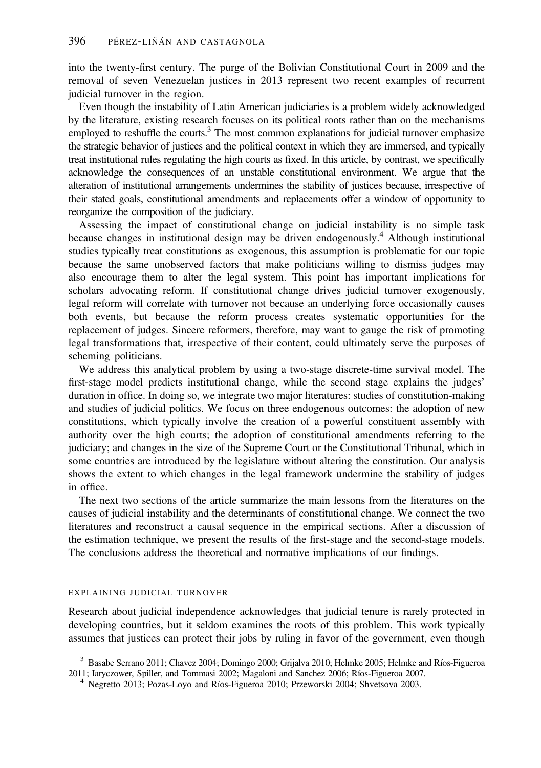into the twenty-first century. The purge of the Bolivian Constitutional Court in 2009 and the removal of seven Venezuelan justices in 2013 represent two recent examples of recurrent judicial turnover in the region.

Even though the instability of Latin American judiciaries is a problem widely acknowledged by the literature, existing research focuses on its political roots rather than on the mechanisms employed to reshuffle the courts.[3] The most common explanations for judicial turnover emphasize the strategic behavior of justices and the political context in which they are immersed, and typically treat institutional rules regulating the high courts as fixed. In this article, by contrast, we specifically acknowledge the consequences of an unstable constitutional environment. We argue that the alteration of institutional arrangements undermines the stability of justices because, irrespective of their stated goals, constitutional amendments and replacements offer a window of opportunity to reorganize the composition of the judiciary.

Assessing the impact of constitutional change on judicial instability is no simple task because changes in institutional design may be driven endogenously.[4] Although institutional studies typically treat constitutions as exogenous, this assumption is problematic for our topic because the same unobserved factors that make politicians willing to dismiss judges may also encourage them to alter the legal system. This point has important implications for scholars advocating reform. If constitutional change drives judicial turnover exogenously, legal reform will correlate with turnover not because an underlying force occasionally causes both events, but because the reform process creates systematic opportunities for the replacement of judges. Sincere reformers, therefore, may want to gauge the risk of promoting legal transformations that, irrespective of their content, could ultimately serve the purposes of scheming politicians.

We address this analytical problem by using a two-stage discrete-time survival model. The first-stage model predicts institutional change, while the second stage explains the judges' duration in office. In doing so, we integrate two major literatures: studies of constitution-making and studies of judicial politics. We focus on three endogenous outcomes: the adoption of new constitutions, which typically involve the creation of a powerful constituent assembly with authority over the high courts; the adoption of constitutional amendments referring to the judiciary; and changes in the size of the Supreme Court or the Constitutional Tribunal, which in some countries are introduced by the legislature without altering the constitution. Our analysis shows the extent to which changes in the legal framework undermine the stability of judges in office.

The next two sections of the article summarize the main lessons from the literatures on the causes of judicial instability and the determinants of constitutional change. We connect the two literatures and reconstruct a causal sequence in the empirical sections. After a discussion of the estimation technique, we present the results of the first-stage and the second-stage models. The conclusions address the theoretical and normative implications of our findings.

## EXPLAINING JUDICIAL TURNOVER

Research about judicial independence acknowledges that judicial tenure is rarely protected in developing countries, but it seldom examines the roots of this problem. This work typically assumes that justices can protect their jobs by ruling in favor of the government, even though

[3] Basabe Serrano 2011; Chavez 2004; Domingo 2000; Grijalva 2010; Helmke 2005; Helmke and Ríos-Figueroa 2011; Iaryczower, Spiller, and Tommasi 2002; Magaloni and Sanchez 2006; Ríos-Figueroa 2007.

[4] Negretto 2013; Pozas-Loyo and Ríos-Figueroa 2010; Przeworski 2004; Shvetsova 2003.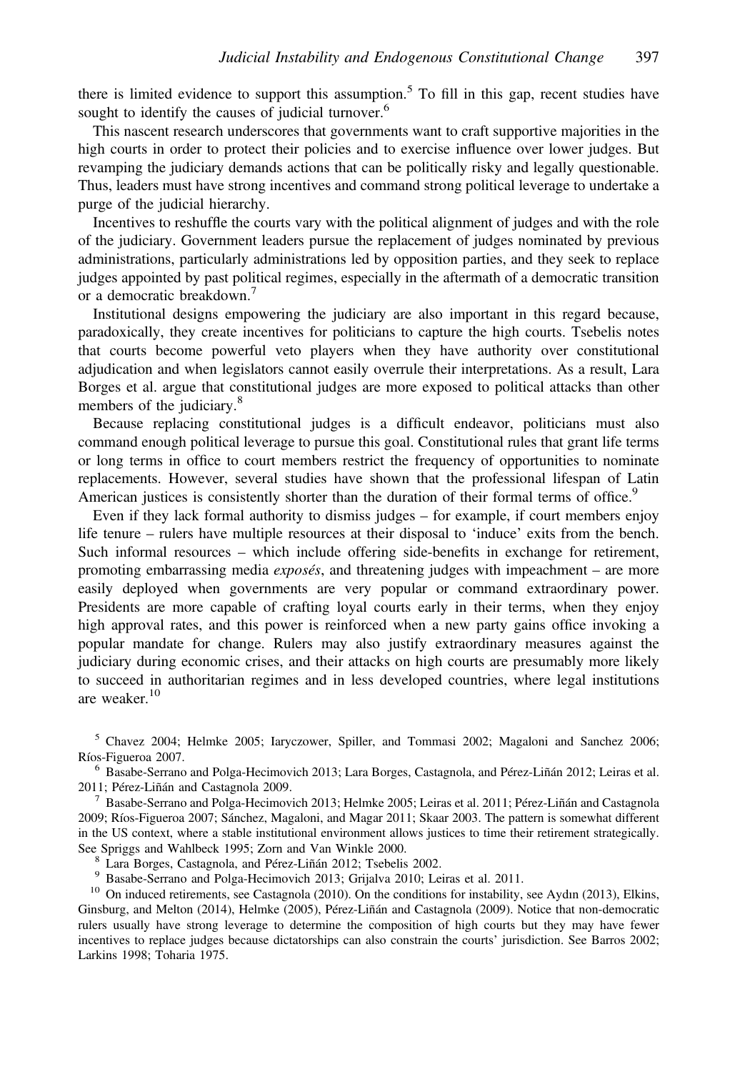there is limited evidence to support this assumption.[5] To fill in this gap, recent studies have sought to identify the causes of judicial turnover.[6]

This nascent research underscores that governments want to craft supportive majorities in the high courts in order to protect their policies and to exercise influence over lower judges. But revamping the judiciary demands actions that can be politically risky and legally questionable. Thus, leaders must have strong incentives and command strong political leverage to undertake a purge of the judicial hierarchy.

Incentives to reshuffle the courts vary with the political alignment of judges and with the role of the judiciary. Government leaders pursue the replacement of judges nominated by previous administrations, particularly administrations led by opposition parties, and they seek to replace judges appointed by past political regimes, especially in the aftermath of a democratic transition or a democratic breakdown.[7]

Institutional designs empowering the judiciary are also important in this regard because, paradoxically, they create incentives for politicians to capture the high courts. Tsebelis notes that courts become powerful veto players when they have authority over constitutional adjudication and when legislators cannot easily overrule their interpretations. As a result, Lara Borges et al. argue that constitutional judges are more exposed to political attacks than other members of the judiciary.[8]

Because replacing constitutional judges is a difficult endeavor, politicians must also command enough political leverage to pursue this goal. Constitutional rules that grant life terms or long terms in office to court members restrict the frequency of opportunities to nominate replacements. However, several studies have shown that the professional lifespan of Latin American justices is consistently shorter than the duration of their formal terms of office.[9]

Even if they lack formal authority to dismiss judges – for example, if court members enjoy life tenure – rulers have multiple resources at their disposal to 'induce' exits from the bench. Such informal resources – which include offering side-benefits in exchange for retirement, promoting embarrassing media *exposés*, and threatening judges with impeachment – are more easily deployed when governments are very popular or command extraordinary power. Presidents are more capable of crafting loyal courts early in their terms, when they enjoy high approval rates, and this power is reinforced when a new party gains office invoking a popular mandate for change. Rulers may also justify extraordinary measures against the judiciary during economic crises, and their attacks on high courts are presumably more likely to succeed in authoritarian regimes and in less developed countries, where legal institutions are weaker.[10]

[5] Chavez 2004; Helmke 2005; Iaryczower, Spiller, and Tommasi 2002; Magaloni and Sanchez 2006; Ríos-Figueroa 2007.

[6] Basabe-Serrano and Polga-Hecimovich 2013; Lara Borges, Castagnola, and Pérez-Liñán 2012; Leiras et al. 2011; Pérez-Liñán and Castagnola 2009.

[7] Basabe-Serrano and Polga-Hecimovich 2013; Helmke 2005; Leiras et al. 2011; Pérez-Liñán and Castagnola 2009; Ríos-Figueroa 2007; Sánchez, Magaloni, and Magar 2011; Skaar 2003. The pattern is somewhat different in the US context, where a stable institutional environment allows justices to time their retirement strategically. See Spriggs and Wahlbeck 1995; Zorn and Van Winkle 2000.

[8] Lara Borges, Castagnola, and Pérez-Liñán 2012; Tsebelis 2002.

[9] Basabe-Serrano and Polga-Hecimovich 2013; Grijalva 2010; Leiras et al. 2011.

[10] On induced retirements, see Castagnola (2010). On the conditions for instability, see Aydın (2013), Elkins, Ginsburg, and Melton (2014), Helmke (2005), Pérez-Liñán and Castagnola (2009). Notice that non-democratic rulers usually have strong leverage to determine the composition of high courts but they may have fewer incentives to replace judges because dictatorships can also constrain the courts' jurisdiction. See Barros 2002; Larkins 1998; Toharia 1975.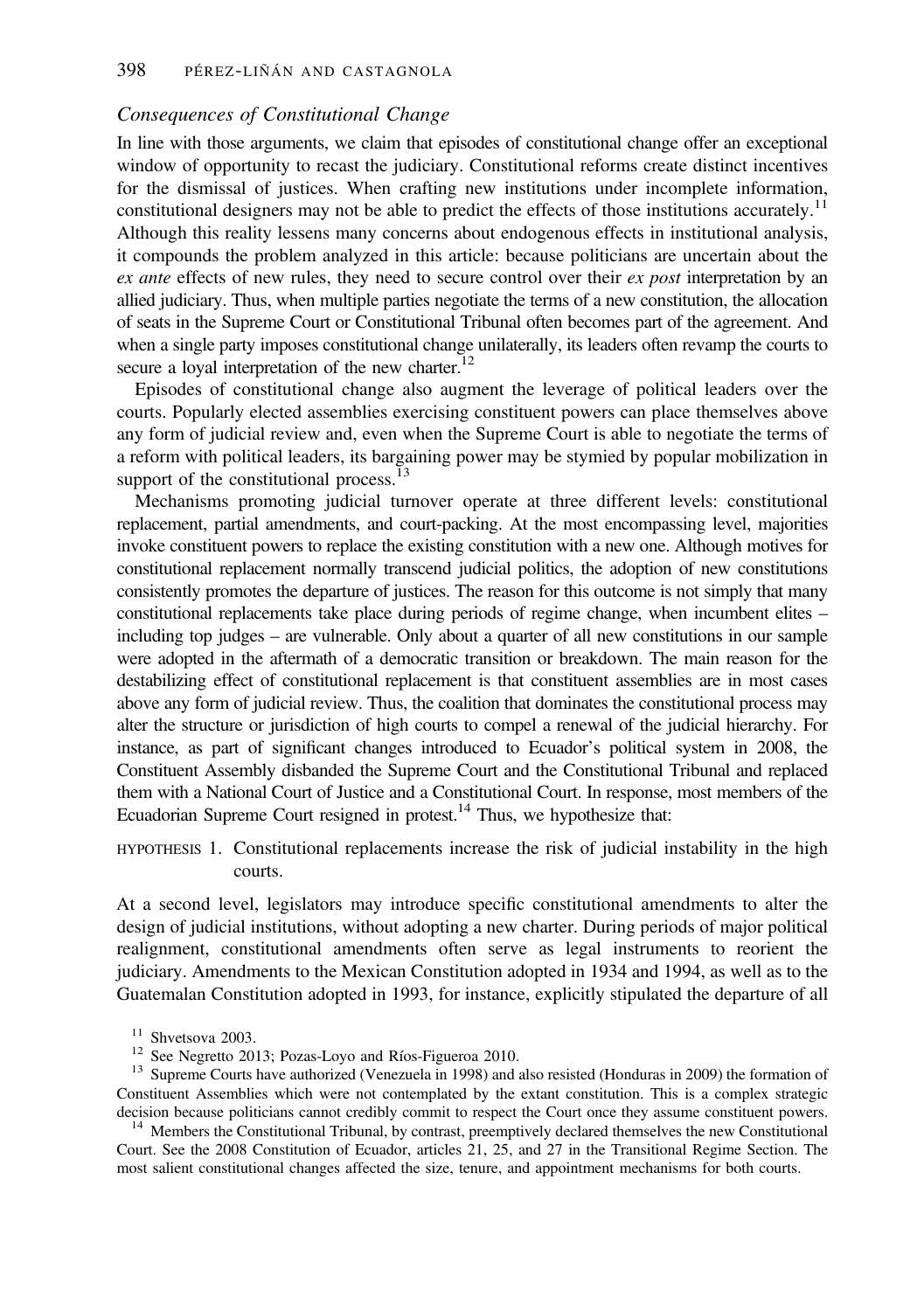### *Consequences of Constitutional Change*

In line with those arguments, we claim that episodes of constitutional change offer an exceptional window of opportunity to recast the judiciary. Constitutional reforms create distinct incentives for the dismissal of justices. When crafting new institutions under incomplete information, constitutional designers may not be able to predict the effects of those institutions accurately.[11] Although this reality lessens many concerns about endogenous effects in institutional analysis, it compounds the problem analyzed in this article: because politicians are uncertain about the *ex ante* effects of new rules, they need to secure control over their *ex post* interpretation by an allied judiciary. Thus, when multiple parties negotiate the terms of a new constitution, the allocation of seats in the Supreme Court or Constitutional Tribunal often becomes part of the agreement. And when a single party imposes constitutional change unilaterally, its leaders often revamp the courts to secure a loyal interpretation of the new charter.[12]

Episodes of constitutional change also augment the leverage of political leaders over the courts. Popularly elected assemblies exercising constituent powers can place themselves above any form of judicial review and, even when the Supreme Court is able to negotiate the terms of a reform with political leaders, its bargaining power may be stymied by popular mobilization in support of the constitutional process.[13]

Mechanisms promoting judicial turnover operate at three different levels: constitutional replacement, partial amendments, and court-packing. At the most encompassing level, majorities invoke constituent powers to replace the existing constitution with a new one. Although motives for constitutional replacement normally transcend judicial politics, the adoption of new constitutions consistently promotes the departure of justices. The reason for this outcome is not simply that many constitutional replacements take place during periods of regime change, when incumbent elites – including top judges – are vulnerable. Only about a quarter of all new constitutions in our sample were adopted in the aftermath of a democratic transition or breakdown. The main reason for the destabilizing effect of constitutional replacement is that constituent assemblies are in most cases above any form of judicial review. Thus, the coalition that dominates the constitutional process may alter the structure or jurisdiction of high courts to compel a renewal of the judicial hierarchy. For instance, as part of significant changes introduced to Ecuador's political system in 2008, the Constituent Assembly disbanded the Supreme Court and the Constitutional Tribunal and replaced them with a National Court of Justice and a Constitutional Court. In response, most members of the Ecuadorian Supreme Court resigned in protest.[14] Thus, we hypothesize that:

HYPOTHESIS 1. Constitutional replacements increase the risk of judicial instability in the high courts.

At a second level, legislators may introduce specific constitutional amendments to alter the design of judicial institutions, without adopting a new charter. During periods of major political realignment, constitutional amendments often serve as legal instruments to reorient the judiciary. Amendments to the Mexican Constitution adopted in 1934 and 1994, as well as to the Guatemalan Constitution adopted in 1993, for instance, explicitly stipulated the departure of all

[11] Shvetsova 2003.

[12] See Negretto 2013; Pozas-Loyo and Ríos-Figueroa 2010.

[13] Supreme Courts have authorized (Venezuela in 1998) and also resisted (Honduras in 2009) the formation of Constituent Assemblies which were not contemplated by the extant constitution. This is a complex strategic decision because politicians cannot credibly commit to respect the Court once they assume constituent powers.

[14] Members the Constitutional Tribunal, by contrast, preemptively declared themselves the new Constitutional Court. See the 2008 Constitution of Ecuador, articles 21, 25, and 27 in the Transitional Regime Section. The most salient constitutional changes affected the size, tenure, and appointment mechanisms for both courts.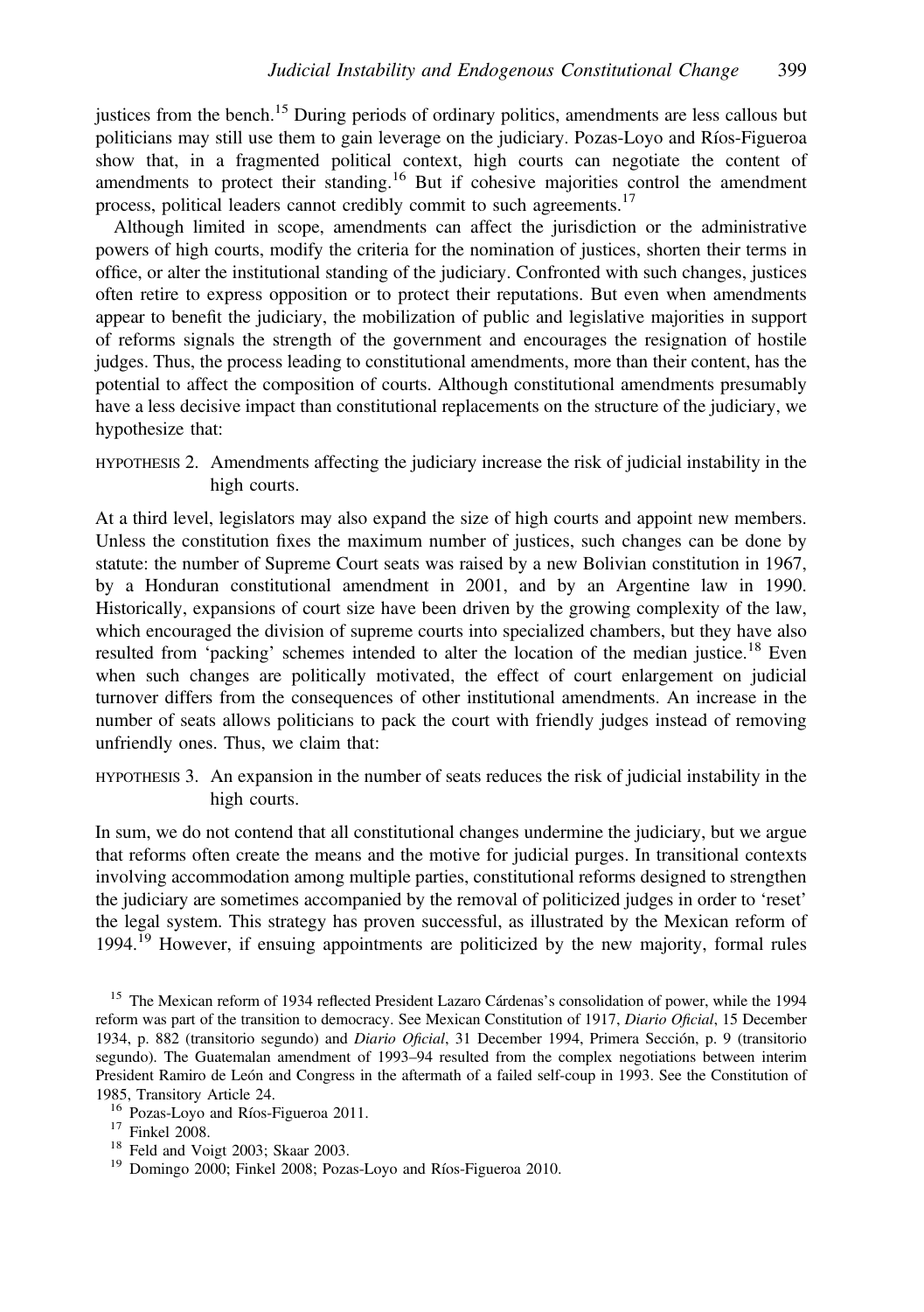justices from the bench.[15] During periods of ordinary politics, amendments are less callous but politicians may still use them to gain leverage on the judiciary. Pozas-Loyo and Ríos-Figueroa show that, in a fragmented political context, high courts can negotiate the content of amendments to protect their standing.[16] But if cohesive majorities control the amendment process, political leaders cannot credibly commit to such agreements.[17]

Although limited in scope, amendments can affect the jurisdiction or the administrative powers of high courts, modify the criteria for the nomination of justices, shorten their terms in office, or alter the institutional standing of the judiciary. Confronted with such changes, justices often retire to express opposition or to protect their reputations. But even when amendments appear to benefit the judiciary, the mobilization of public and legislative majorities in support of reforms signals the strength of the government and encourages the resignation of hostile judges. Thus, the process leading to constitutional amendments, more than their content, has the potential to affect the composition of courts. Although constitutional amendments presumably have a less decisive impact than constitutional replacements on the structure of the judiciary, we hypothesize that:

HYPOTHESIS 2. Amendments affecting the judiciary increase the risk of judicial instability in the high courts.

At a third level, legislators may also expand the size of high courts and appoint new members. Unless the constitution fixes the maximum number of justices, such changes can be done by statute: the number of Supreme Court seats was raised by a new Bolivian constitution in 1967, by a Honduran constitutional amendment in 2001, and by an Argentine law in 1990. Historically, expansions of court size have been driven by the growing complexity of the law, which encouraged the division of supreme courts into specialized chambers, but they have also resulted from 'packing' schemes intended to alter the location of the median justice.[18] Even when such changes are politically motivated, the effect of court enlargement on judicial turnover differs from the consequences of other institutional amendments. An increase in the number of seats allows politicians to pack the court with friendly judges instead of removing unfriendly ones. Thus, we claim that:

HYPOTHESIS 3. An expansion in the number of seats reduces the risk of judicial instability in the high courts.

In sum, we do not contend that all constitutional changes undermine the judiciary, but we argue that reforms often create the means and the motive for judicial purges. In transitional contexts involving accommodation among multiple parties, constitutional reforms designed to strengthen the judiciary are sometimes accompanied by the removal of politicized judges in order to 'reset' the legal system. This strategy has proven successful, as illustrated by the Mexican reform of 1994.[19] However, if ensuing appointments are politicized by the new majority, formal rules

---

[15] The Mexican reform of 1934 reflected President Lazaro Cárdenas's consolidation of power, while the 1994 reform was part of the transition to democracy. See Mexican Constitution of 1917, *Diario Oficial*, 15 December 1934, p. 882 (transitorio segundo) and *Diario Oficial*, 31 December 1994, Primera Sección, p. 9 (transitorio segundo). The Guatemalan amendment of 1993–94 resulted from the complex negotiations between interim President Ramiro de León and Congress in the aftermath of a failed self-coup in 1993. See the Constitution of 1985, Transitory Article 24.

[16] Pozas-Loyo and Ríos-Figueroa 2011.

[17] Finkel 2008.

[18] Feld and Voigt 2003; Skaar 2003.

[19] Domingo 2000; Finkel 2008; Pozas-Loyo and Ríos-Figueroa 2010.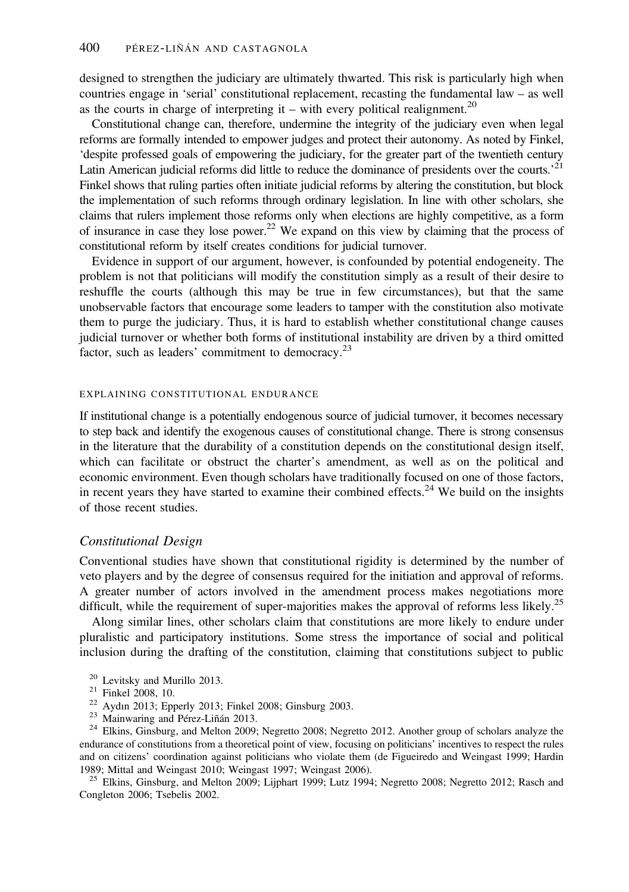designed to strengthen the judiciary are ultimately thwarted. This risk is particularly high when countries engage in 'serial' constitutional replacement, recasting the fundamental law – as well as the courts in charge of interpreting it – with every political realignment.[20]

Constitutional change can, therefore, undermine the integrity of the judiciary even when legal reforms are formally intended to empower judges and protect their autonomy. As noted by Finkel, 'despite professed goals of empowering the judiciary, for the greater part of the twentieth century Latin American judicial reforms did little to reduce the dominance of presidents over the courts.'[21] Finkel shows that ruling parties often initiate judicial reforms by altering the constitution, but block the implementation of such reforms through ordinary legislation. In line with other scholars, she claims that rulers implement those reforms only when elections are highly competitive, as a form of insurance in case they lose power.[22] We expand on this view by claiming that the process of constitutional reform by itself creates conditions for judicial turnover.

Evidence in support of our argument, however, is confounded by potential endogeneity. The problem is not that politicians will modify the constitution simply as a result of their desire to reshuffle the courts (although this may be true in few circumstances), but that the same unobservable factors that encourage some leaders to tamper with the constitution also motivate them to purge the judiciary. Thus, it is hard to establish whether constitutional change causes judicial turnover or whether both forms of institutional instability are driven by a third omitted factor, such as leaders' commitment to democracy.[23]

## EXPLAINING CONSTITUTIONAL ENDURANCE

If institutional change is a potentially endogenous source of judicial turnover, it becomes necessary to step back and identify the exogenous causes of constitutional change. There is strong consensus in the literature that the durability of a constitution depends on the constitutional design itself, which can facilitate or obstruct the charter's amendment, as well as on the political and economic environment. Even though scholars have traditionally focused on one of those factors, in recent years they have started to examine their combined effects.[24] We build on the insights of those recent studies.

### *Constitutional Design*

Conventional studies have shown that constitutional rigidity is determined by the number of veto players and by the degree of consensus required for the initiation and approval of reforms. A greater number of actors involved in the amendment process makes negotiations more difficult, while the requirement of super-majorities makes the approval of reforms less likely.[25]

Along similar lines, other scholars claim that constitutions are more likely to endure under pluralistic and participatory institutions. Some stress the importance of social and political inclusion during the drafting of the constitution, claiming that constitutions subject to public

[20] Levitsky and Murillo 2013.

[21] Finkel 2008, 10.

[22] Aydın 2013; Epperly 2013; Finkel 2008; Ginsburg 2003.

[23] Mainwaring and Pérez-Liñán 2013.

[24] Elkins, Ginsburg, and Melton 2009; Negretto 2008; Negretto 2012. Another group of scholars analyze the endurance of constitutions from a theoretical point of view, focusing on politicians' incentives to respect the rules and on citizens' coordination against politicians who violate them (de Figueiredo and Weingast 1999; Hardin 1989; Mittal and Weingast 2010; Weingast 1997; Weingast 2006).

[25] Elkins, Ginsburg, and Melton 2009; Lijphart 1999; Lutz 1994; Negretto 2008; Negretto 2012; Rasch and Congleton 2006; Tsebelis 2002.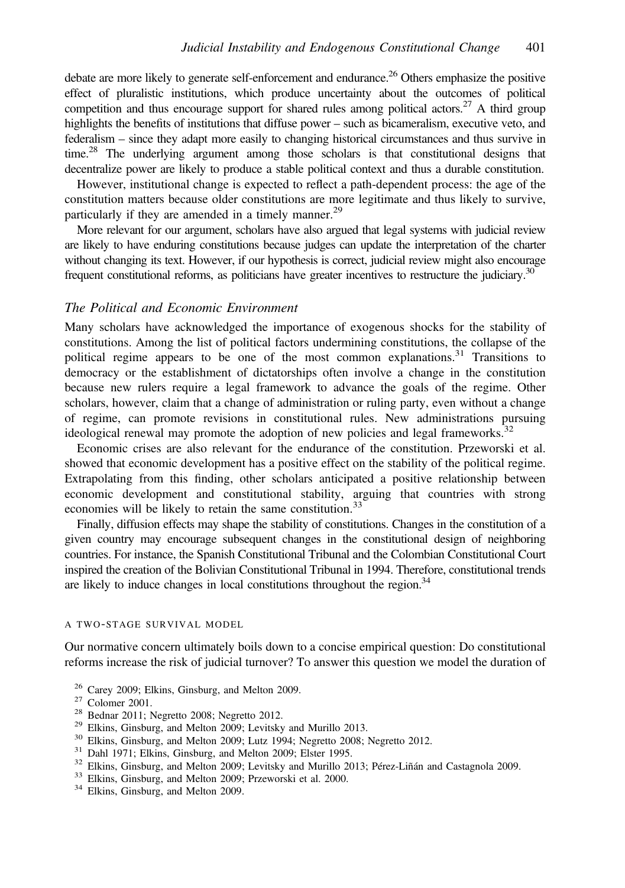debate are more likely to generate self-enforcement and endurance.[26] Others emphasize the positive effect of pluralistic institutions, which produce uncertainty about the outcomes of political competition and thus encourage support for shared rules among political actors.[27] A third group highlights the benefits of institutions that diffuse power – such as bicameralism, executive veto, and federalism – since they adapt more easily to changing historical circumstances and thus survive in time.[28] The underlying argument among those scholars is that constitutional designs that decentralize power are likely to produce a stable political context and thus a durable constitution.

However, institutional change is expected to reflect a path-dependent process: the age of the constitution matters because older constitutions are more legitimate and thus likely to survive, particularly if they are amended in a timely manner.[29]

More relevant for our argument, scholars have also argued that legal systems with judicial review are likely to have enduring constitutions because judges can update the interpretation of the charter without changing its text. However, if our hypothesis is correct, judicial review might also encourage frequent constitutional reforms, as politicians have greater incentives to restructure the judiciary.[30]

### *The Political and Economic Environment*

Many scholars have acknowledged the importance of exogenous shocks for the stability of constitutions. Among the list of political factors undermining constitutions, the collapse of the political regime appears to be one of the most common explanations.[31] Transitions to democracy or the establishment of dictatorships often involve a change in the constitution because new rulers require a legal framework to advance the goals of the regime. Other scholars, however, claim that a change of administration or ruling party, even without a change of regime, can promote revisions in constitutional rules. New administrations pursuing ideological renewal may promote the adoption of new policies and legal frameworks.[32]

Economic crises are also relevant for the endurance of the constitution. Przeworski et al. showed that economic development has a positive effect on the stability of the political regime. Extrapolating from this finding, other scholars anticipated a positive relationship between economic development and constitutional stability, arguing that countries with strong economies will be likely to retain the same constitution.[33]

Finally, diffusion effects may shape the stability of constitutions. Changes in the constitution of a given country may encourage subsequent changes in the constitutional design of neighboring countries. For instance, the Spanish Constitutional Tribunal and the Colombian Constitutional Court inspired the creation of the Bolivian Constitutional Tribunal in 1994. Therefore, constitutional trends are likely to induce changes in local constitutions throughout the region.[34]

## A TWO-STAGE SURVIVAL MODEL

Our normative concern ultimately boils down to a concise empirical question: Do constitutional reforms increase the risk of judicial turnover? To answer this question we model the duration of

[26] Carey 2009; Elkins, Ginsburg, and Melton 2009.

[27] Colomer 2001.

[28] Bednar 2011; Negretto 2008; Negretto 2012.

[29] Elkins, Ginsburg, and Melton 2009; Levitsky and Murillo 2013.

[30] Elkins, Ginsburg, and Melton 2009; Lutz 1994; Negretto 2008; Negretto 2012.

[31] Dahl 1971; Elkins, Ginsburg, and Melton 2009; Elster 1995.

[32] Elkins, Ginsburg, and Melton 2009; Levitsky and Murillo 2013; Pérez-Liñán and Castagnola 2009.

[33] Elkins, Ginsburg, and Melton 2009; Przeworski et al. 2000.

[34] Elkins, Ginsburg, and Melton 2009.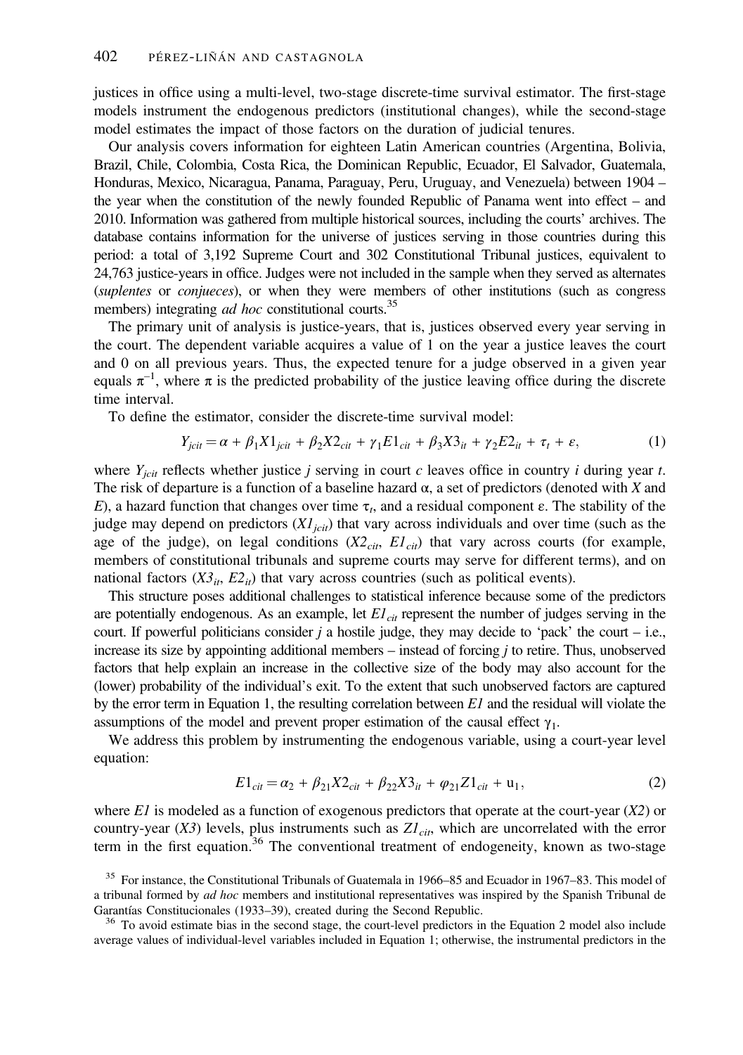justices in office using a multi-level, two-stage discrete-time survival estimator. The first-stage models instrument the endogenous predictors (institutional changes), while the second-stage model estimates the impact of those factors on the duration of judicial tenures.

Our analysis covers information for eighteen Latin American countries (Argentina, Bolivia, Brazil, Chile, Colombia, Costa Rica, the Dominican Republic, Ecuador, El Salvador, Guatemala, Honduras, Mexico, Nicaragua, Panama, Paraguay, Peru, Uruguay, and Venezuela) between 1904 – the year when the constitution of the newly founded Republic of Panama went into effect – and 2010. Information was gathered from multiple historical sources, including the courts' archives. The database contains information for the universe of justices serving in those countries during this period: a total of 3,192 Supreme Court and 302 Constitutional Tribunal justices, equivalent to 24,763 justice-years in office. Judges were not included in the sample when they served as alternates (*suplentes* or *conjueces*), or when they were members of other institutions (such as congress members) integrating *ad hoc* constitutional courts.[35]

The primary unit of analysis is justice-years, that is, justices observed every year serving in the court. The dependent variable acquires a value of 1 on the year a justice leaves the court and 0 on all previous years. Thus, the expected tenure for a judge observed in a given year equals $\pi^{-1}$, where $\pi$ is the predicted probability of the justice leaving office during the discrete time interval.

To define the estimator, consider the discrete-time survival model:

$$Y_{jcit} = \alpha + \beta_1 X1_{jcit} + \beta_2 X2_{cit} + \gamma_1 E1_{cit} + \beta_3 X3_{it} + \gamma_2 E2_{it} + \tau_t + \varepsilon, \tag{1}$$

where $Y_{jcit}$ reflects whether justice $j$ serving in court $c$ leaves office in country $i$ during year $t$. The risk of departure is a function of a baseline hazard $\alpha$, a set of predictors (denoted with $X$ and $E$), a hazard function that changes over time $\tau_t$, and a residual component $\varepsilon$. The stability of the judge may depend on predictors ($X1_{jcit}$) that vary across individuals and over time (such as the age of the judge), on legal conditions ($X2_{cit}$, $E1_{cit}$) that vary across courts (for example, members of constitutional tribunals and supreme courts may serve for different terms), and on national factors ($X3_{it}$, $E2_{it}$) that vary across countries (such as political events).

This structure poses additional challenges to statistical inference because some of the predictors are potentially endogenous. As an example, let $E1_{cit}$ represent the number of judges serving in the court. If powerful politicians consider $j$ a hostile judge, they may decide to 'pack' the court – i.e., increase its size by appointing additional members – instead of forcing $j$ to retire. Thus, unobserved factors that help explain an increase in the collective size of the body may also account for the (lower) probability of the individual's exit. To the extent that such unobserved factors are captured by the error term in Equation 1, the resulting correlation between $E1$ and the residual will violate the assumptions of the model and prevent proper estimation of the causal effect $\gamma_1$.

We address this problem by instrumenting the endogenous variable, using a court-year level equation:

$$E1_{cit} = \alpha_2 + \beta_{21} X2_{cit} + \beta_{22} X3_{it} + \varphi_{21} Z1_{cit} + u_1, \tag{2}$$

where $E1$ is modeled as a function of exogenous predictors that operate at the court-year ($X2$) or country-year ($X3$) levels, plus instruments such as $Z1_{cit}$, which are uncorrelated with the error term in the first equation.[36] The conventional treatment of endogeneity, known as two-stage

[35] For instance, the Constitutional Tribunals of Guatemala in 1966–85 and Ecuador in 1967–83. This model of a tribunal formed by *ad hoc* members and institutional representatives was inspired by the Spanish Tribunal de Garantías Constitucionales (1933–39), created during the Second Republic.

[36] To avoid estimate bias in the second stage, the court-level predictors in the Equation 2 model also include average values of individual-level variables included in Equation 1; otherwise, the instrumental predictors in the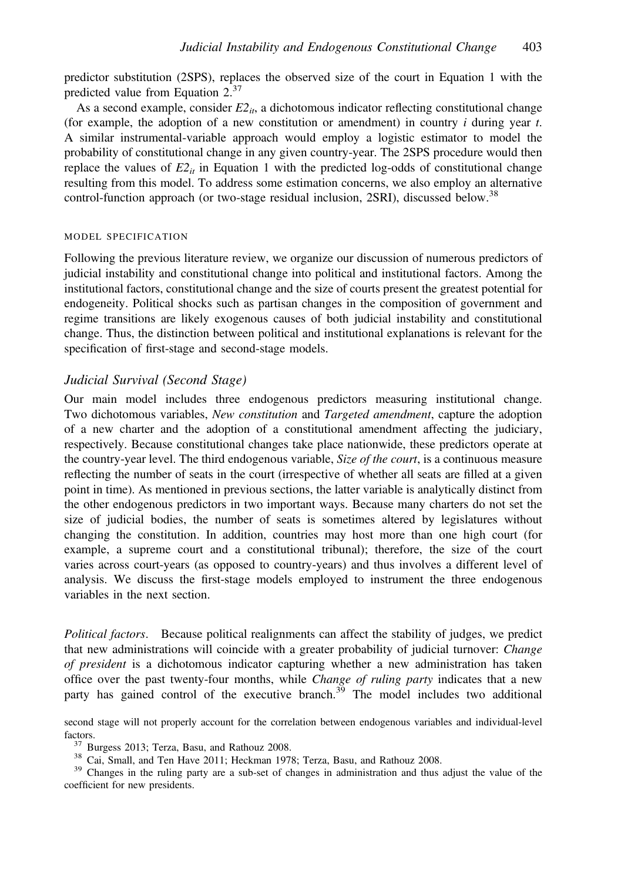predictor substitution (2SPS), replaces the observed size of the court in Equation 1 with the predicted value from Equation 2.[37]

As a second example, consider $E2_{it}$, a dichotomous indicator reflecting constitutional change (for example, the adoption of a new constitution or amendment) in country $i$ during year $t$. A similar instrumental-variable approach would employ a logistic estimator to model the probability of constitutional change in any given country-year. The 2SPS procedure would then replace the values of $E2_{it}$ in Equation 1 with the predicted log-odds of constitutional change resulting from this model. To address some estimation concerns, we also employ an alternative control-function approach (or two-stage residual inclusion, 2SRI), discussed below.[38]

## MODEL SPECIFICATION

Following the previous literature review, we organize our discussion of numerous predictors of judicial instability and constitutional change into political and institutional factors. Among the institutional factors, constitutional change and the size of courts present the greatest potential for endogeneity. Political shocks such as partisan changes in the composition of government and regime transitions are likely exogenous causes of both judicial instability and constitutional change. Thus, the distinction between political and institutional explanations is relevant for the specification of first-stage and second-stage models.

### *Judicial Survival (Second Stage)*

Our main model includes three endogenous predictors measuring institutional change. Two dichotomous variables, *New constitution* and *Targeted amendment*, capture the adoption of a new charter and the adoption of a constitutional amendment affecting the judiciary, respectively. Because constitutional changes take place nationwide, these predictors operate at the country-year level. The third endogenous variable, *Size of the court*, is a continuous measure reflecting the number of seats in the court (irrespective of whether all seats are filled at a given point in time). As mentioned in previous sections, the latter variable is analytically distinct from the other endogenous predictors in two important ways. Because many charters do not set the size of judicial bodies, the number of seats is sometimes altered by legislatures without changing the constitution. In addition, countries may host more than one high court (for example, a supreme court and a constitutional tribunal); therefore, the size of the court varies across court-years (as opposed to country-years) and thus involves a different level of analysis. We discuss the first-stage models employed to instrument the three endogenous variables in the next section.

*Political factors*. Because political realignments can affect the stability of judges, we predict that new administrations will coincide with a greater probability of judicial turnover: *Change of president* is a dichotomous indicator capturing whether a new administration has taken office over the past twenty-four months, while *Change of ruling party* indicates that a new party has gained control of the executive branch.[39] The model includes two additional

second stage will not properly account for the correlation between endogenous variables and individual-level factors.

[37] Burgess 2013; Terza, Basu, and Rathouz 2008.

[38] Cai, Small, and Ten Have 2011; Heckman 1978; Terza, Basu, and Rathouz 2008.

[39] Changes in the ruling party are a sub-set of changes in administration and thus adjust the value of the coefficient for new presidents.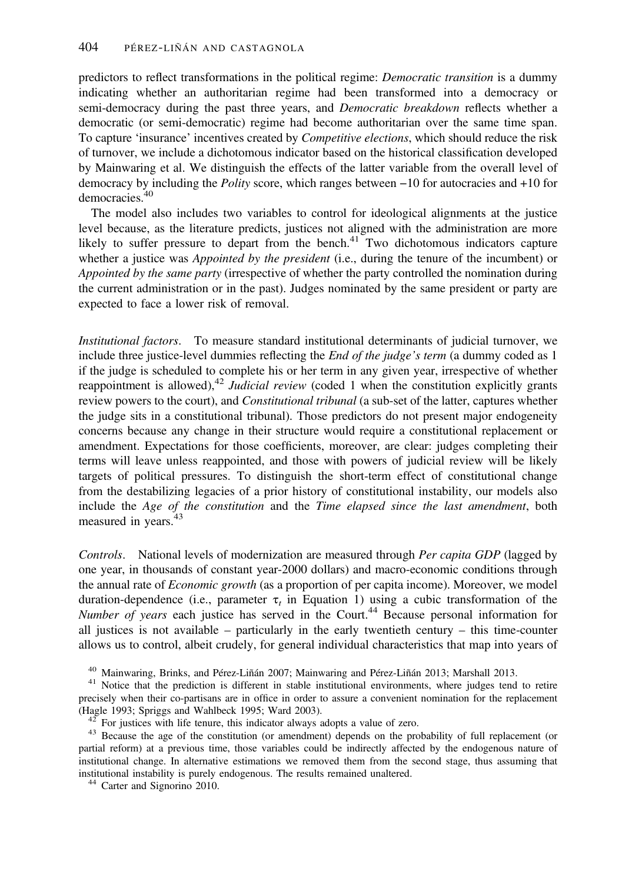predictors to reflect transformations in the political regime: *Democratic transition* is a dummy indicating whether an authoritarian regime had been transformed into a democracy or semi-democracy during the past three years, and *Democratic breakdown* reflects whether a democratic (or semi-democratic) regime had become authoritarian over the same time span. To capture 'insurance' incentives created by *Competitive elections*, which should reduce the risk of turnover, we include a dichotomous indicator based on the historical classification developed by Mainwaring et al. We distinguish the effects of the latter variable from the overall level of democracy by including the *Polity* score, which ranges between −10 for autocracies and +10 for democracies.[40]

The model also includes two variables to control for ideological alignments at the justice level because, as the literature predicts, justices not aligned with the administration are more likely to suffer pressure to depart from the bench.[41] Two dichotomous indicators capture whether a justice was *Appointed by the president* (i.e., during the tenure of the incumbent) or *Appointed by the same party* (irrespective of whether the party controlled the nomination during the current administration or in the past). Judges nominated by the same president or party are expected to face a lower risk of removal.

*Institutional factors*. To measure standard institutional determinants of judicial turnover, we include three justice-level dummies reflecting the *End of the judge's term* (a dummy coded as 1 if the judge is scheduled to complete his or her term in any given year, irrespective of whether reappointment is allowed),[42] *Judicial review* (coded 1 when the constitution explicitly grants review powers to the court), and *Constitutional tribunal* (a sub-set of the latter, captures whether the judge sits in a constitutional tribunal). Those predictors do not present major endogeneity concerns because any change in their structure would require a constitutional replacement or amendment. Expectations for those coefficients, moreover, are clear: judges completing their terms will leave unless reappointed, and those with powers of judicial review will be likely targets of political pressures. To distinguish the short-term effect of constitutional change from the destabilizing legacies of a prior history of constitutional instability, our models also include the *Age of the constitution* and the *Time elapsed since the last amendment*, both measured in years.[43]

*Controls*. National levels of modernization are measured through *Per capita GDP* (lagged by one year, in thousands of constant year-2000 dollars) and macro-economic conditions through the annual rate of *Economic growth* (as a proportion of per capita income). Moreover, we model duration-dependence (i.e., parameter $\tau_t$ in Equation 1) using a cubic transformation of the *Number of years* each justice has served in the Court.[44] Because personal information for all justices is not available – particularly in the early twentieth century – this time-counter allows us to control, albeit crudely, for general individual characteristics that map into years of

[40] Mainwaring, Brinks, and Pérez-Liñán 2007; Mainwaring and Pérez-Liñán 2013; Marshall 2013.

[41] Notice that the prediction is different in stable institutional environments, where judges tend to retire precisely when their co-partisans are in office in order to assure a convenient nomination for the replacement (Hagle 1993; Spriggs and Wahlbeck 1995; Ward 2003).

[42] For justices with life tenure, this indicator always adopts a value of zero.

[43] Because the age of the constitution (or amendment) depends on the probability of full replacement (or partial reform) at a previous time, those variables could be indirectly affected by the endogenous nature of institutional change. In alternative estimations we removed them from the second stage, thus assuming that institutional instability is purely endogenous. The results remained unaltered.

[44] Carter and Signorino 2010.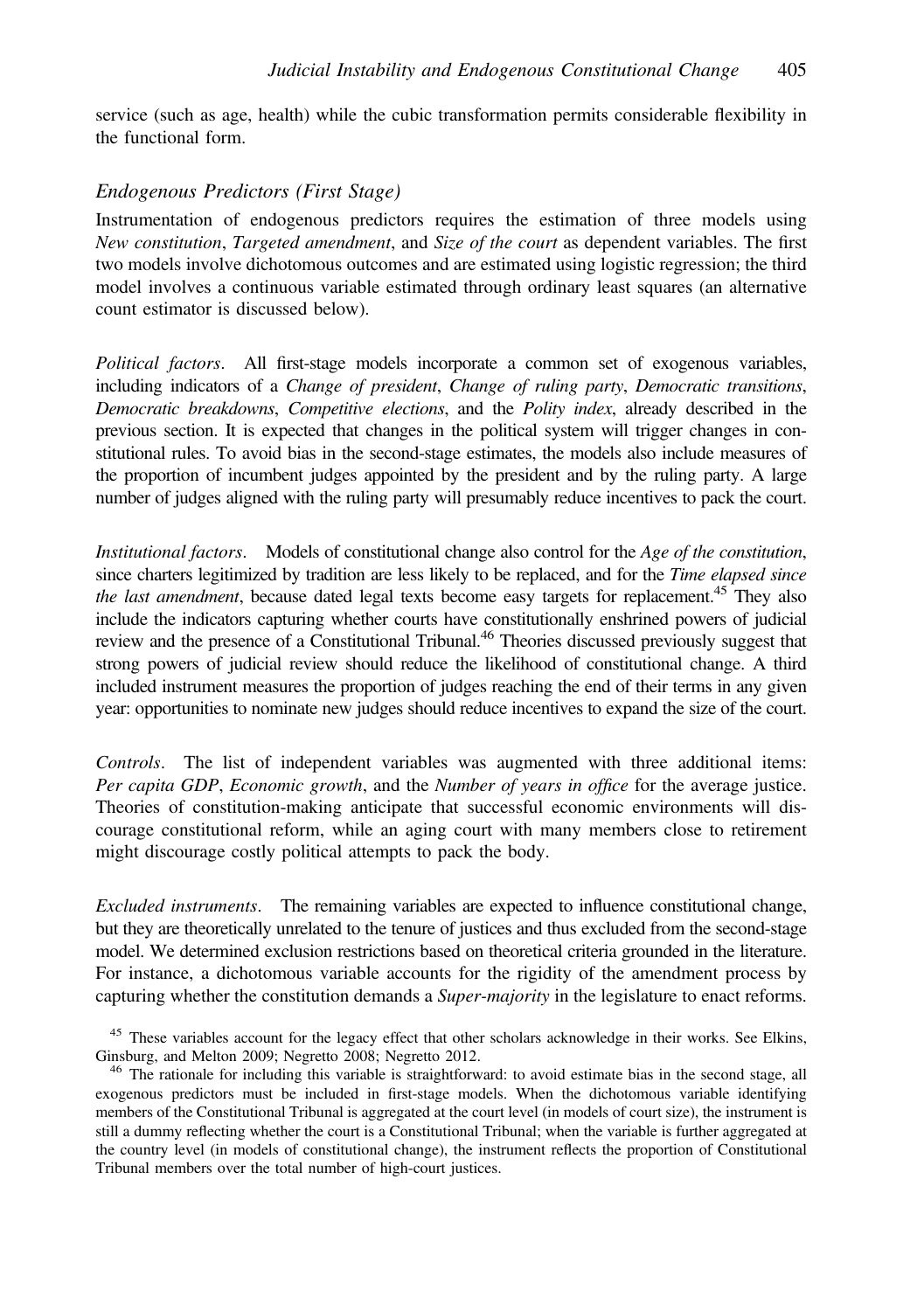service (such as age, health) while the cubic transformation permits considerable flexibility in the functional form.

### *Endogenous Predictors (First Stage)*

Instrumentation of endogenous predictors requires the estimation of three models using *New constitution*, *Targeted amendment*, and *Size of the court* as dependent variables. The first two models involve dichotomous outcomes and are estimated using logistic regression; the third model involves a continuous variable estimated through ordinary least squares (an alternative count estimator is discussed below).

*Political factors*. All first-stage models incorporate a common set of exogenous variables, including indicators of a *Change of president*, *Change of ruling party*, *Democratic transitions*, *Democratic breakdowns*, *Competitive elections*, and the *Polity index*, already described in the previous section. It is expected that changes in the political system will trigger changes in constitutional rules. To avoid bias in the second-stage estimates, the models also include measures of the proportion of incumbent judges appointed by the president and by the ruling party. A large number of judges aligned with the ruling party will presumably reduce incentives to pack the court.

*Institutional factors*. Models of constitutional change also control for the *Age of the constitution*, since charters legitimized by tradition are less likely to be replaced, and for the *Time elapsed since the last amendment*, because dated legal texts become easy targets for replacement.[45] They also include the indicators capturing whether courts have constitutionally enshrined powers of judicial review and the presence of a Constitutional Tribunal.[46] Theories discussed previously suggest that strong powers of judicial review should reduce the likelihood of constitutional change. A third included instrument measures the proportion of judges reaching the end of their terms in any given year: opportunities to nominate new judges should reduce incentives to expand the size of the court.

*Controls*. The list of independent variables was augmented with three additional items: *Per capita GDP*, *Economic growth*, and the *Number of years in office* for the average justice. Theories of constitution-making anticipate that successful economic environments will discourage constitutional reform, while an aging court with many members close to retirement might discourage costly political attempts to pack the body.

*Excluded instruments*. The remaining variables are expected to influence constitutional change, but they are theoretically unrelated to the tenure of justices and thus excluded from the second-stage model. We determined exclusion restrictions based on theoretical criteria grounded in the literature. For instance, a dichotomous variable accounts for the rigidity of the amendment process by capturing whether the constitution demands a *Super-majority* in the legislature to enact reforms.

[45] These variables account for the legacy effect that other scholars acknowledge in their works. See Elkins, Ginsburg, and Melton 2009; Negretto 2008; Negretto 2012.

[46] The rationale for including this variable is straightforward: to avoid estimate bias in the second stage, all exogenous predictors must be included in first-stage models. When the dichotomous variable identifying members of the Constitutional Tribunal is aggregated at the court level (in models of court size), the instrument is still a dummy reflecting whether the court is a Constitutional Tribunal; when the variable is further aggregated at the country level (in models of constitutional change), the instrument reflects the proportion of Constitutional Tribunal members over the total number of high-court justices.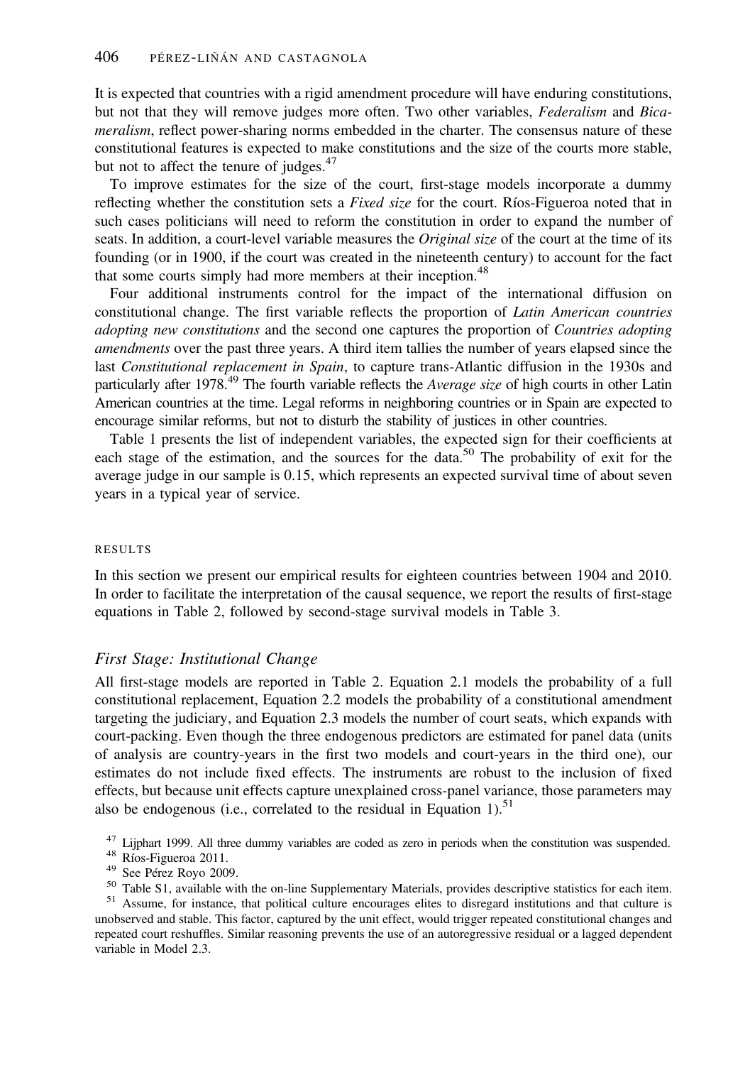It is expected that countries with a rigid amendment procedure will have enduring constitutions, but not that they will remove judges more often. Two other variables, *Federalism* and *Bicameralism*, reflect power-sharing norms embedded in the charter. The consensus nature of these constitutional features is expected to make constitutions and the size of the courts more stable, but not to affect the tenure of judges.[47]

To improve estimates for the size of the court, first-stage models incorporate a dummy reflecting whether the constitution sets a *Fixed size* for the court. Ríos-Figueroa noted that in such cases politicians will need to reform the constitution in order to expand the number of seats. In addition, a court-level variable measures the *Original size* of the court at the time of its founding (or in 1900, if the court was created in the nineteenth century) to account for the fact that some courts simply had more members at their inception.[48]

Four additional instruments control for the impact of the international diffusion on constitutional change. The first variable reflects the proportion of *Latin American countries adopting new constitutions* and the second one captures the proportion of *Countries adopting amendments* over the past three years. A third item tallies the number of years elapsed since the last *Constitutional replacement in Spain*, to capture trans-Atlantic diffusion in the 1930s and particularly after 1978.[49] The fourth variable reflects the *Average size* of high courts in other Latin American countries at the time. Legal reforms in neighboring countries or in Spain are expected to encourage similar reforms, but not to disturb the stability of justices in other countries.

Table 1 presents the list of independent variables, the expected sign for their coefficients at each stage of the estimation, and the sources for the data.[50] The probability of exit for the average judge in our sample is 0.15, which represents an expected survival time of about seven years in a typical year of service.

## RESULTS

In this section we present our empirical results for eighteen countries between 1904 and 2010. In order to facilitate the interpretation of the causal sequence, we report the results of first-stage equations in Table 2, followed by second-stage survival models in Table 3.

### *First Stage: Institutional Change*

All first-stage models are reported in Table 2. Equation 2.1 models the probability of a full constitutional replacement, Equation 2.2 models the probability of a constitutional amendment targeting the judiciary, and Equation 2.3 models the number of court seats, which expands with court-packing. Even though the three endogenous predictors are estimated for panel data (units of analysis are country-years in the first two models and court-years in the third one), our estimates do not include fixed effects. The instruments are robust to the inclusion of fixed effects, but because unit effects capture unexplained cross-panel variance, those parameters may also be endogenous (i.e., correlated to the residual in Equation 1).[51]

[47] Lijphart 1999. All three dummy variables are coded as zero in periods when the constitution was suspended.

[48] Ríos-Figueroa 2011.

[49] See Pérez Royo 2009.

[50] Table S1, available with the on-line Supplementary Materials, provides descriptive statistics for each item.

[51] Assume, for instance, that political culture encourages elites to disregard institutions and that culture is unobserved and stable. This factor, captured by the unit effect, would trigger repeated constitutional changes and repeated court reshuffles. Similar reasoning prevents the use of an autoregressive residual or a lagged dependent variable in Model 2.3.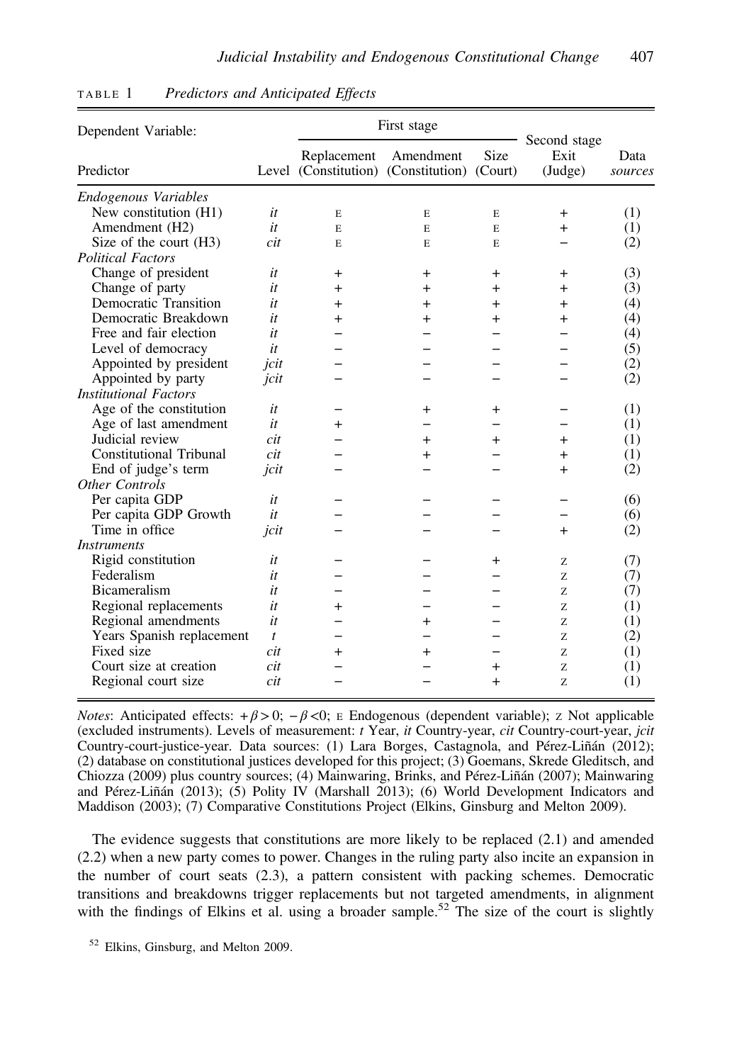TABLE 1 *Predictors and Anticipated Effects*

| Dependent Variable: | | First stage | | | Second stage | |
|---|---|---|---|---|---|---|
| Predictor | Level | Replacement (Constitution) | Amendment (Constitution) | Size (Court) | Exit (Judge) | Data *sources* |
| *Endogenous Variables* | | | | | | |
| New constitution (H1) | *it* | E | E | E | + | (1) |
| Amendment (H2) | *it* | E | E | E | + | (1) |
| Size of the court (H3) | *cit* | E | E | E | − | (2) |
| *Political Factors* | | | | | | |
| Change of president | *it* | + | + | + | + | (3) |
| Change of party | *it* | + | + | + | + | (3) |
| Democratic Transition | *it* | + | + | + | + | (4) |
| Democratic Breakdown | *it* | + | + | + | + | (4) |
| Free and fair election | *it* | − | − | − | − | (4) |
| Level of democracy | *it* | − | − | − | − | (5) |
| Appointed by president | *jcit* | − | − | − | − | (2) |
| Appointed by party | *jcit* | − | − | − | − | (2) |
| *Institutional Factors* | | | | | | |
| Age of the constitution | *it* | − | + | + | − | (1) |
| Age of last amendment | *it* | + | − | − | − | (1) |
| Judicial review | *cit* | − | + | + | + | (1) |
| Constitutional Tribunal | *cit* | − | + | − | + | (1) |
| End of judge's term | *jcit* | − | − | − | + | (2) |
| *Other Controls* | | | | | | |
| Per capita GDP | *it* | − | − | − | − | (6) |
| Per capita GDP Growth | *it* | − | − | − | − | (6) |
| Time in office | *jcit* | − | − | − | + | (2) |
| *Instruments* | | | | | | |
| Rigid constitution | *it* | − | − | + | Z | (7) |
| Federalism | *it* | − | − | − | Z | (7) |
| Bicameralism | *it* | − | − | − | Z | (7) |
| Regional replacements | *it* | + | − | − | Z | (1) |
| Regional amendments | *it* | − | + | − | Z | (1) |
| Years Spanish replacement | *t* | − | − | − | Z | (2) |
| Fixed size | *cit* | + | + | − | Z | (1) |
| Court size at creation | *cit* | − | − | + | Z | (1) |
| Regional court size | *cit* | − | − | + | Z | (1) |

*Notes*: Anticipated effects: $+\beta > 0$; $-\beta < 0$; E Endogenous (dependent variable); Z Not applicable (excluded instruments). Levels of measurement: *t* Year, *it* Country-year, *cit* Country-court-year, *jcit* Country-court-justice-year. Data sources: (1) Lara Borges, Castagnola, and Pérez-Liñán (2012); (2) database on constitutional justices developed for this project; (3) Goemans, Skrede Gleditsch, and Chiozza (2009) plus country sources; (4) Mainwaring, Brinks, and Pérez-Liñán (2007); Mainwaring and Pérez-Liñán (2013); (5) Polity IV (Marshall 2013); (6) World Development Indicators and Maddison (2003); (7) Comparative Constitutions Project (Elkins, Ginsburg and Melton 2009).

The evidence suggests that constitutions are more likely to be replaced (2.1) and amended (2.2) when a new party comes to power. Changes in the ruling party also incite an expansion in the number of court seats (2.3), a pattern consistent with packing schemes. Democratic transitions and breakdowns trigger replacements but not targeted amendments, in alignment with the findings of Elkins et al. using a broader sample.[52] The size of the court is slightly

[52] Elkins, Ginsburg, and Melton 2009.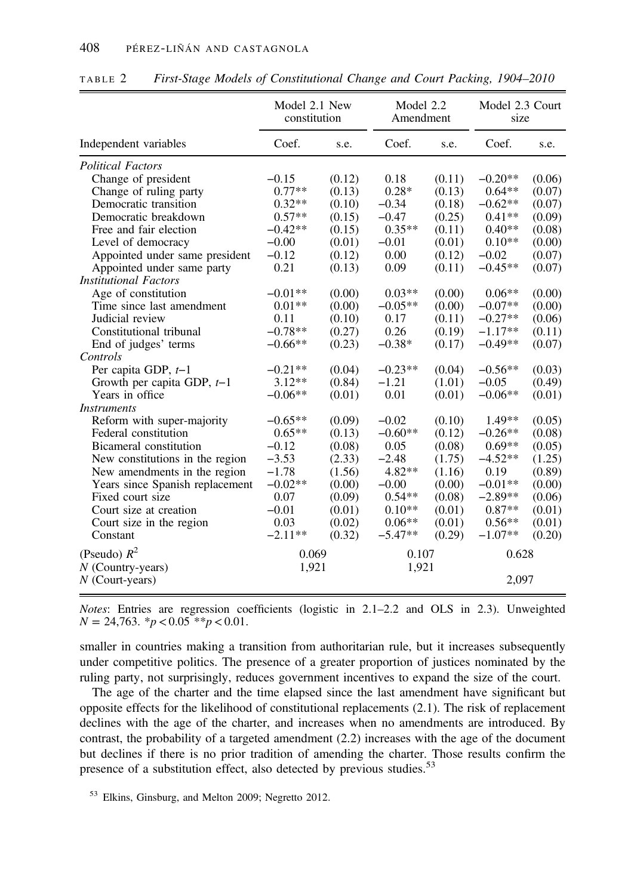TABLE 2 *First-Stage Models of Constitutional Change and Court Packing, 1904–2010*

| | Model 2.1 New constitution | | Model 2.2 Amendment | | Model 2.3 Court size | |
|---|---|---|---|---|---|---|
| Independent variables | Coef. | s.e. | Coef. | s.e. | Coef. | s.e. |
| *Political Factors* | | | | | | |
| Change of president | −0.15 | (0.12) | 0.18 | (0.11) | −0.20** | (0.06) |
| Change of ruling party | 0.77** | (0.13) | 0.28* | (0.13) | 0.64** | (0.07) |
| Democratic transition | 0.32** | (0.10) | −0.34 | (0.18) | −0.62** | (0.07) |
| Democratic breakdown | 0.57** | (0.15) | −0.47 | (0.25) | 0.41** | (0.09) |
| Free and fair election | −0.42** | (0.15) | 0.35** | (0.11) | 0.40** | (0.08) |
| Level of democracy | −0.00 | (0.01) | −0.01 | (0.01) | 0.10** | (0.00) |
| Appointed under same president | −0.12 | (0.12) | 0.00 | (0.12) | −0.02 | (0.07) |
| Appointed under same party | 0.21 | (0.13) | 0.09 | (0.11) | −0.45** | (0.07) |
| *Institutional Factors* | | | | | | |
| Age of constitution | −0.01** | (0.00) | 0.03** | (0.00) | 0.06** | (0.00) |
| Time since last amendment | 0.01** | (0.00) | −0.05** | (0.00) | −0.07** | (0.00) |
| Judicial review | 0.11 | (0.10) | 0.17 | (0.11) | −0.27** | (0.06) |
| Constitutional tribunal | −0.78** | (0.27) | 0.26 | (0.19) | −1.17** | (0.11) |
| End of judges' terms | −0.66** | (0.23) | −0.38* | (0.17) | −0.49** | (0.07) |
| *Controls* | | | | | | |
| Per capita GDP, $t$−1 | −0.21** | (0.04) | −0.23** | (0.04) | −0.56** | (0.03) |
| Growth per capita GDP, $t$−1 | 3.12** | (0.84) | −1.21 | (1.01) | −0.05 | (0.49) |
| Years in office | −0.06** | (0.01) | 0.01 | (0.01) | −0.06** | (0.01) |
| *Instruments* | | | | | | |
| Reform with super-majority | −0.65** | (0.09) | −0.02 | (0.10) | 1.49** | (0.05) |
| Federal constitution | 0.65** | (0.13) | −0.60** | (0.12) | −0.26** | (0.08) |
| Bicameral constitution | −0.12 | (0.08) | 0.05 | (0.08) | 0.69** | (0.05) |
| New constitutions in the region | −3.53 | (2.33) | −2.48 | (1.75) | −4.52** | (1.25) |
| New amendments in the region | −1.78 | (1.56) | 4.82** | (1.16) | 0.19 | (0.89) |
| Years since Spanish replacement | −0.02** | (0.00) | −0.00 | (0.00) | −0.01** | (0.00) |
| Fixed court size | 0.07 | (0.09) | 0.54** | (0.08) | −2.89** | (0.06) |
| Court size at creation | −0.01 | (0.01) | 0.10** | (0.01) | 0.87** | (0.01) |
| Court size in the region | 0.03 | (0.02) | 0.06** | (0.01) | 0.56** | (0.01) |
| Constant | −2.11** | (0.32) | −5.47** | (0.29) | −1.07** | (0.20) |
| (Pseudo) $R^2$ | 0.069 | | 0.107 | | 0.628 | |
| $N$ (Country-years) | 1,921 | | 1,921 | | | |
| $N$ (Court-years) | | | | | 2,097 | |

*Notes*: Entries are regression coefficients (logistic in 2.1–2.2 and OLS in 2.3). Unweighted $N = 24{,}763$. $*p < 0.05$ $**p < 0.01$.

smaller in countries making a transition from authoritarian rule, but it increases subsequently under competitive politics. The presence of a greater proportion of justices nominated by the ruling party, not surprisingly, reduces government incentives to expand the size of the court.

The age of the charter and the time elapsed since the last amendment have significant but opposite effects for the likelihood of constitutional replacements (2.1). The risk of replacement declines with the age of the charter, and increases when no amendments are introduced. By contrast, the probability of a targeted amendment (2.2) increases with the age of the document but declines if there is no prior tradition of amending the charter. Those results confirm the presence of a substitution effect, also detected by previous studies.[53]

[53] Elkins, Ginsburg, and Melton 2009; Negretto 2012.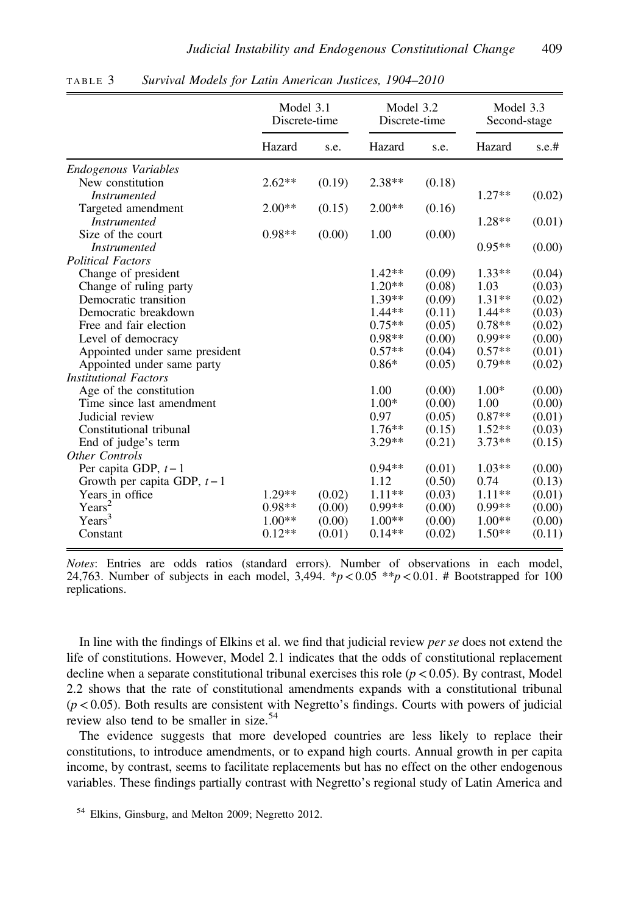TABLE 3 *Survival Models for Latin American Justices, 1904–2010*

| | Model 3.1 Discrete-time | | Model 3.2 Discrete-time | | Model 3.3 Second-stage | |
|---|---|---|---|---|---|---|
| | Hazard | s.e. | Hazard | s.e. | Hazard | s.e.# |
| *Endogenous Variables* | | | | | | |
| New constitution | 2.62** | (0.19) | 2.38** | (0.18) | | |
| *Instrumented* | | | | | 1.27** | (0.02) |
| Targeted amendment | 2.00** | (0.15) | 2.00** | (0.16) | | |
| *Instrumented* | | | | | 1.28** | (0.01) |
| Size of the court | 0.98** | (0.00) | 1.00 | (0.00) | | |
| *Instrumented* | | | | | 0.95** | (0.00) |
| *Political Factors* | | | | | | |
| Change of president | | | 1.42** | (0.09) | 1.33** | (0.04) |
| Change of ruling party | | | 1.20** | (0.08) | 1.03 | (0.03) |
| Democratic transition | | | 1.39** | (0.09) | 1.31** | (0.02) |
| Democratic breakdown | | | 1.44** | (0.11) | 1.44** | (0.03) |
| Free and fair election | | | 0.75** | (0.05) | 0.78** | (0.02) |
| Level of democracy | | | 0.98** | (0.00) | 0.99** | (0.00) |
| Appointed under same president | | | 0.57** | (0.04) | 0.57** | (0.01) |
| Appointed under same party | | | 0.86* | (0.05) | 0.79** | (0.02) |
| *Institutional Factors* | | | | | | |
| Age of the constitution | | | 1.00 | (0.00) | 1.00* | (0.00) |
| Time since last amendment | | | 1.00* | (0.00) | 1.00 | (0.00) |
| Judicial review | | | 0.97 | (0.05) | 0.87** | (0.01) |
| Constitutional tribunal | | | 1.76** | (0.15) | 1.52** | (0.03) |
| End of judge's term | | | 3.29** | (0.21) | 3.73** | (0.15) |
| *Other Controls* | | | | | | |
| Per capita GDP, $t-1$ | | | 0.94** | (0.01) | 1.03** | (0.00) |
| Growth per capita GDP, $t-1$ | | | 1.12 | (0.50) | 0.74 | (0.13) |
| Years in office | 1.29** | (0.02) | 1.11** | (0.03) | 1.11** | (0.01) |
| Years$^2$ | 0.98** | (0.00) | 0.99** | (0.00) | 0.99** | (0.00) |
| Years$^3$ | 1.00** | (0.00) | 1.00** | (0.00) | 1.00** | (0.00) |
| Constant | 0.12** | (0.01) | 0.14** | (0.02) | 1.50** | (0.11) |

*Notes*: Entries are odds ratios (standard errors). Number of observations in each model, 24,763. Number of subjects in each model, 3,494. *$p < 0.05$ **$p < 0.01$. # Bootstrapped for 100 replications.

In line with the findings of Elkins et al. we find that judicial review *per se* does not extend the life of constitutions. However, Model 2.1 indicates that the odds of constitutional replacement decline when a separate constitutional tribunal exercises this role ($p < 0.05$). By contrast, Model 2.2 shows that the rate of constitutional amendments expands with a constitutional tribunal ($p < 0.05$). Both results are consistent with Negretto's findings. Courts with powers of judicial review also tend to be smaller in size.[54]

The evidence suggests that more developed countries are less likely to replace their constitutions, to introduce amendments, or to expand high courts. Annual growth in per capita income, by contrast, seems to facilitate replacements but has no effect on the other endogenous variables. These findings partially contrast with Negretto's regional study of Latin America and

[54] Elkins, Ginsburg, and Melton 2009; Negretto 2012.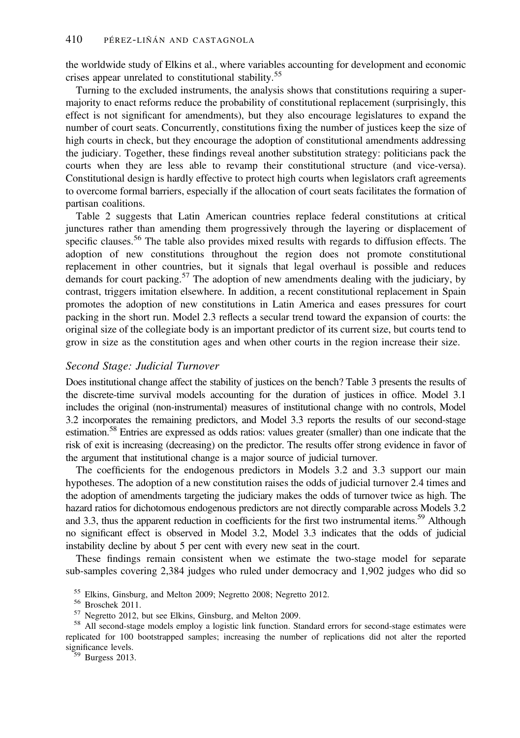the worldwide study of Elkins et al., where variables accounting for development and economic crises appear unrelated to constitutional stability.[55]

Turning to the excluded instruments, the analysis shows that constitutions requiring a supermajority to enact reforms reduce the probability of constitutional replacement (surprisingly, this effect is not significant for amendments), but they also encourage legislatures to expand the number of court seats. Concurrently, constitutions fixing the number of justices keep the size of high courts in check, but they encourage the adoption of constitutional amendments addressing the judiciary. Together, these findings reveal another substitution strategy: politicians pack the courts when they are less able to revamp their constitutional structure (and vice-versa). Constitutional design is hardly effective to protect high courts when legislators craft agreements to overcome formal barriers, especially if the allocation of court seats facilitates the formation of partisan coalitions.

Table 2 suggests that Latin American countries replace federal constitutions at critical junctures rather than amending them progressively through the layering or displacement of specific clauses.[56] The table also provides mixed results with regards to diffusion effects. The adoption of new constitutions throughout the region does not promote constitutional replacement in other countries, but it signals that legal overhaul is possible and reduces demands for court packing.[57] The adoption of new amendments dealing with the judiciary, by contrast, triggers imitation elsewhere. In addition, a recent constitutional replacement in Spain promotes the adoption of new constitutions in Latin America and eases pressures for court packing in the short run. Model 2.3 reflects a secular trend toward the expansion of courts: the original size of the collegiate body is an important predictor of its current size, but courts tend to grow in size as the constitution ages and when other courts in the region increase their size.

### *Second Stage: Judicial Turnover*

Does institutional change affect the stability of justices on the bench? Table 3 presents the results of the discrete-time survival models accounting for the duration of justices in office. Model 3.1 includes the original (non-instrumental) measures of institutional change with no controls, Model 3.2 incorporates the remaining predictors, and Model 3.3 reports the results of our second-stage estimation.[58] Entries are expressed as odds ratios: values greater (smaller) than one indicate that the risk of exit is increasing (decreasing) on the predictor. The results offer strong evidence in favor of the argument that institutional change is a major source of judicial turnover.

The coefficients for the endogenous predictors in Models 3.2 and 3.3 support our main hypotheses. The adoption of a new constitution raises the odds of judicial turnover 2.4 times and the adoption of amendments targeting the judiciary makes the odds of turnover twice as high. The hazard ratios for dichotomous endogenous predictors are not directly comparable across Models 3.2 and 3.3, thus the apparent reduction in coefficients for the first two instrumental items.[59] Although no significant effect is observed in Model 3.2, Model 3.3 indicates that the odds of judicial instability decline by about 5 per cent with every new seat in the court.

These findings remain consistent when we estimate the two-stage model for separate sub-samples covering 2,384 judges who ruled under democracy and 1,902 judges who did so

[55] Elkins, Ginsburg, and Melton 2009; Negretto 2008; Negretto 2012.

[56] Broschek 2011.

[57] Negretto 2012, but see Elkins, Ginsburg, and Melton 2009.

[58] All second-stage models employ a logistic link function. Standard errors for second-stage estimates were replicated for 100 bootstrapped samples; increasing the number of replications did not alter the reported significance levels.

[59] Burgess 2013.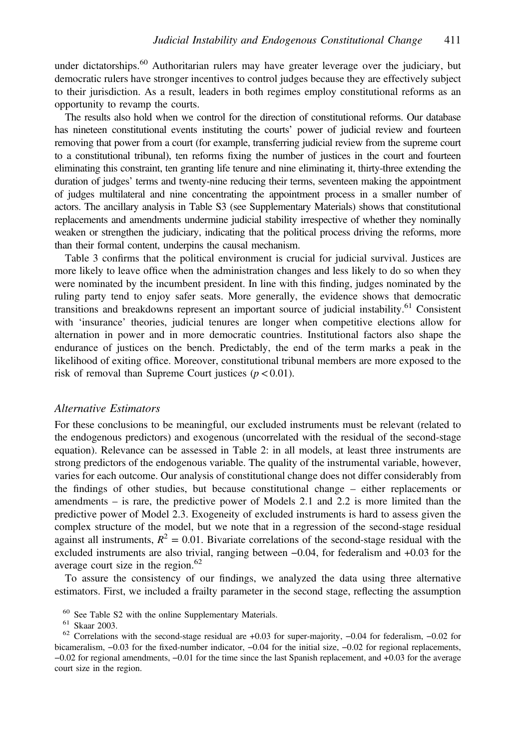under dictatorships.[60] Authoritarian rulers may have greater leverage over the judiciary, but democratic rulers have stronger incentives to control judges because they are effectively subject to their jurisdiction. As a result, leaders in both regimes employ constitutional reforms as an opportunity to revamp the courts.

The results also hold when we control for the direction of constitutional reforms. Our database has nineteen constitutional events instituting the courts' power of judicial review and fourteen removing that power from a court (for example, transferring judicial review from the supreme court to a constitutional tribunal), ten reforms fixing the number of justices in the court and fourteen eliminating this constraint, ten granting life tenure and nine eliminating it, thirty-three extending the duration of judges' terms and twenty-nine reducing their terms, seventeen making the appointment of judges multilateral and nine concentrating the appointment process in a smaller number of actors. The ancillary analysis in Table S3 (see Supplementary Materials) shows that constitutional replacements and amendments undermine judicial stability irrespective of whether they nominally weaken or strengthen the judiciary, indicating that the political process driving the reforms, more than their formal content, underpins the causal mechanism.

Table 3 confirms that the political environment is crucial for judicial survival. Justices are more likely to leave office when the administration changes and less likely to do so when they were nominated by the incumbent president. In line with this finding, judges nominated by the ruling party tend to enjoy safer seats. More generally, the evidence shows that democratic transitions and breakdowns represent an important source of judicial instability.[61] Consistent with 'insurance' theories, judicial tenures are longer when competitive elections allow for alternation in power and in more democratic countries. Institutional factors also shape the endurance of justices on the bench. Predictably, the end of the term marks a peak in the likelihood of exiting office. Moreover, constitutional tribunal members are more exposed to the risk of removal than Supreme Court justices ($p < 0.01$).

### *Alternative Estimators*

For these conclusions to be meaningful, our excluded instruments must be relevant (related to the endogenous predictors) and exogenous (uncorrelated with the residual of the second-stage equation). Relevance can be assessed in Table 2: in all models, at least three instruments are strong predictors of the endogenous variable. The quality of the instrumental variable, however, varies for each outcome. Our analysis of constitutional change does not differ considerably from the findings of other studies, but because constitutional change – either replacements or amendments – is rare, the predictive power of Models 2.1 and 2.2 is more limited than the predictive power of Model 2.3. Exogeneity of excluded instruments is hard to assess given the complex structure of the model, but we note that in a regression of the second-stage residual against all instruments, $R^2 = 0.01$. Bivariate correlations of the second-stage residual with the excluded instruments are also trivial, ranging between −0.04, for federalism and +0.03 for the average court size in the region.[62]

To assure the consistency of our findings, we analyzed the data using three alternative estimators. First, we included a frailty parameter in the second stage, reflecting the assumption

[60] See Table S2 with the online Supplementary Materials.

[61] Skaar 2003.

[62] Correlations with the second-stage residual are +0.03 for super-majority, −0.04 for federalism, −0.02 for bicameralism, −0.03 for the fixed-number indicator, −0.04 for the initial size, −0.02 for regional replacements, −0.02 for regional amendments, −0.01 for the time since the last Spanish replacement, and +0.03 for the average court size in the region.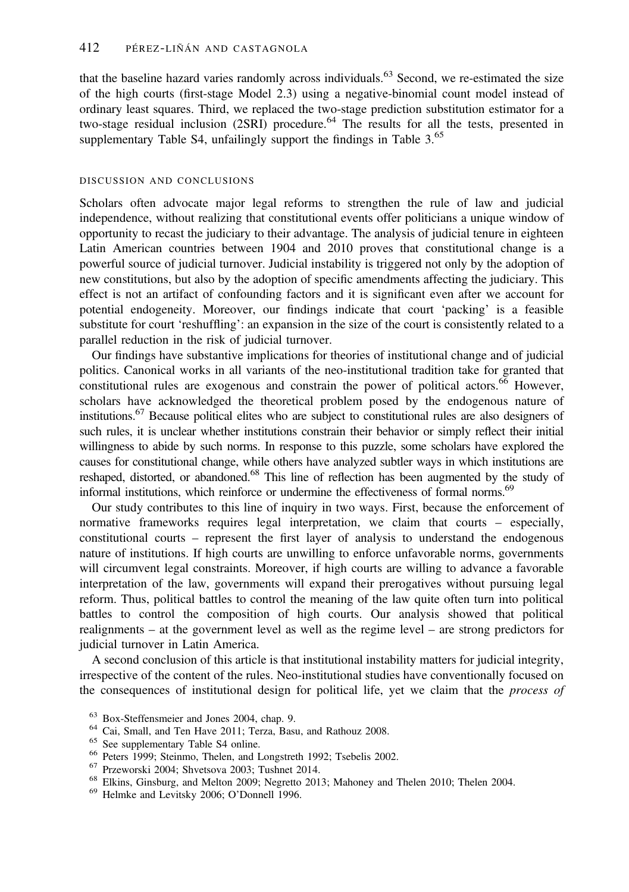that the baseline hazard varies randomly across individuals.[63] Second, we re-estimated the size of the high courts (first-stage Model 2.3) using a negative-binomial count model instead of ordinary least squares. Third, we replaced the two-stage prediction substitution estimator for a two-stage residual inclusion (2SRI) procedure.[64] The results for all the tests, presented in supplementary Table S4, unfailingly support the findings in Table 3.[65]

## DISCUSSION AND CONCLUSIONS

Scholars often advocate major legal reforms to strengthen the rule of law and judicial independence, without realizing that constitutional events offer politicians a unique window of opportunity to recast the judiciary to their advantage. The analysis of judicial tenure in eighteen Latin American countries between 1904 and 2010 proves that constitutional change is a powerful source of judicial turnover. Judicial instability is triggered not only by the adoption of new constitutions, but also by the adoption of specific amendments affecting the judiciary. This effect is not an artifact of confounding factors and it is significant even after we account for potential endogeneity. Moreover, our findings indicate that court 'packing' is a feasible substitute for court 'reshuffling': an expansion in the size of the court is consistently related to a parallel reduction in the risk of judicial turnover.

Our findings have substantive implications for theories of institutional change and of judicial politics. Canonical works in all variants of the neo-institutional tradition take for granted that constitutional rules are exogenous and constrain the power of political actors.[66] However, scholars have acknowledged the theoretical problem posed by the endogenous nature of institutions.[67] Because political elites who are subject to constitutional rules are also designers of such rules, it is unclear whether institutions constrain their behavior or simply reflect their initial willingness to abide by such norms. In response to this puzzle, some scholars have explored the causes for constitutional change, while others have analyzed subtler ways in which institutions are reshaped, distorted, or abandoned.[68] This line of reflection has been augmented by the study of informal institutions, which reinforce or undermine the effectiveness of formal norms.[69]

Our study contributes to this line of inquiry in two ways. First, because the enforcement of normative frameworks requires legal interpretation, we claim that courts – especially, constitutional courts – represent the first layer of analysis to understand the endogenous nature of institutions. If high courts are unwilling to enforce unfavorable norms, governments will circumvent legal constraints. Moreover, if high courts are willing to advance a favorable interpretation of the law, governments will expand their prerogatives without pursuing legal reform. Thus, political battles to control the meaning of the law quite often turn into political battles to control the composition of high courts. Our analysis showed that political realignments – at the government level as well as the regime level – are strong predictors for judicial turnover in Latin America.

A second conclusion of this article is that institutional instability matters for judicial integrity, irrespective of the content of the rules. Neo-institutional studies have conventionally focused on the consequences of institutional design for political life, yet we claim that the *process of*

[63] Box-Steffensmeier and Jones 2004, chap. 9.

[64] Cai, Small, and Ten Have 2011; Terza, Basu, and Rathouz 2008.

[65] See supplementary Table S4 online.

[66] Peters 1999; Steinmo, Thelen, and Longstreth 1992; Tsebelis 2002.

[67] Przeworski 2004; Shvetsova 2003; Tushnet 2014.

[68] Elkins, Ginsburg, and Melton 2009; Negretto 2013; Mahoney and Thelen 2010; Thelen 2004.

[69] Helmke and Levitsky 2006; O'Donnell 1996.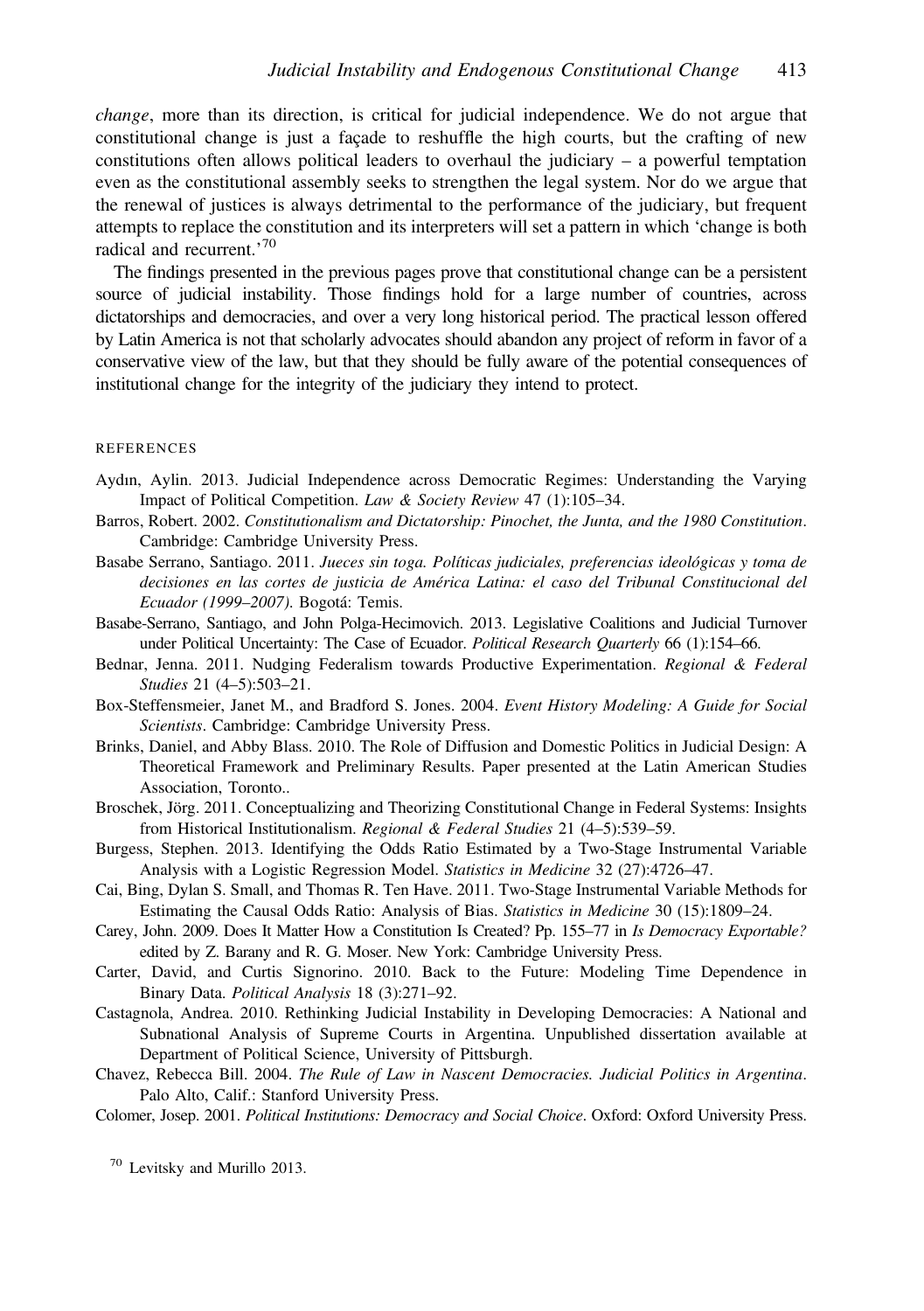*change*, more than its direction, is critical for judicial independence. We do not argue that constitutional change is just a façade to reshuffle the high courts, but the crafting of new constitutions often allows political leaders to overhaul the judiciary – a powerful temptation even as the constitutional assembly seeks to strengthen the legal system. Nor do we argue that the renewal of justices is always detrimental to the performance of the judiciary, but frequent attempts to replace the constitution and its interpreters will set a pattern in which 'change is both radical and recurrent.'[70]

The findings presented in the previous pages prove that constitutional change can be a persistent source of judicial instability. Those findings hold for a large number of countries, across dictatorships and democracies, and over a very long historical period. The practical lesson offered by Latin America is not that scholarly advocates should abandon any project of reform in favor of a conservative view of the law, but that they should be fully aware of the potential consequences of institutional change for the integrity of the judiciary they intend to protect.

## REFERENCES

Aydın, Aylin. 2013. Judicial Independence across Democratic Regimes: Understanding the Varying Impact of Political Competition. *Law & Society Review* 47 (1):105–34.

Barros, Robert. 2002. *Constitutionalism and Dictatorship: Pinochet, the Junta, and the 1980 Constitution*. Cambridge: Cambridge University Press.

Basabe Serrano, Santiago. 2011. *Jueces sin toga. Políticas judiciales, preferencias ideológicas y toma de decisiones en las cortes de justicia de América Latina: el caso del Tribunal Constitucional del Ecuador (1999–2007)*. Bogotá: Temis.

Basabe-Serrano, Santiago, and John Polga-Hecimovich. 2013. Legislative Coalitions and Judicial Turnover under Political Uncertainty: The Case of Ecuador. *Political Research Quarterly* 66 (1):154–66.

Bednar, Jenna. 2011. Nudging Federalism towards Productive Experimentation. *Regional & Federal Studies* 21 (4–5):503–21.

Box-Steffensmeier, Janet M., and Bradford S. Jones. 2004. *Event History Modeling: A Guide for Social Scientists*. Cambridge: Cambridge University Press.

Brinks, Daniel, and Abby Blass. 2010. The Role of Diffusion and Domestic Politics in Judicial Design: A Theoretical Framework and Preliminary Results. Paper presented at the Latin American Studies Association, Toronto..

Broschek, Jörg. 2011. Conceptualizing and Theorizing Constitutional Change in Federal Systems: Insights from Historical Institutionalism. *Regional & Federal Studies* 21 (4–5):539–59.

Burgess, Stephen. 2013. Identifying the Odds Ratio Estimated by a Two-Stage Instrumental Variable Analysis with a Logistic Regression Model. *Statistics in Medicine* 32 (27):4726–47.

Cai, Bing, Dylan S. Small, and Thomas R. Ten Have. 2011. Two-Stage Instrumental Variable Methods for Estimating the Causal Odds Ratio: Analysis of Bias. *Statistics in Medicine* 30 (15):1809–24.

Carey, John. 2009. Does It Matter How a Constitution Is Created? Pp. 155–77 in *Is Democracy Exportable?* edited by Z. Barany and R. G. Moser. New York: Cambridge University Press.

Carter, David, and Curtis Signorino. 2010. Back to the Future: Modeling Time Dependence in Binary Data. *Political Analysis* 18 (3):271–92.

Castagnola, Andrea. 2010. Rethinking Judicial Instability in Developing Democracies: A National and Subnational Analysis of Supreme Courts in Argentina. Unpublished dissertation available at Department of Political Science, University of Pittsburgh.

Chavez, Rebecca Bill. 2004. *The Rule of Law in Nascent Democracies. Judicial Politics in Argentina*. Palo Alto, Calif.: Stanford University Press.

Colomer, Josep. 2001. *Political Institutions: Democracy and Social Choice*. Oxford: Oxford University Press.

[70] Levitsky and Murillo 2013.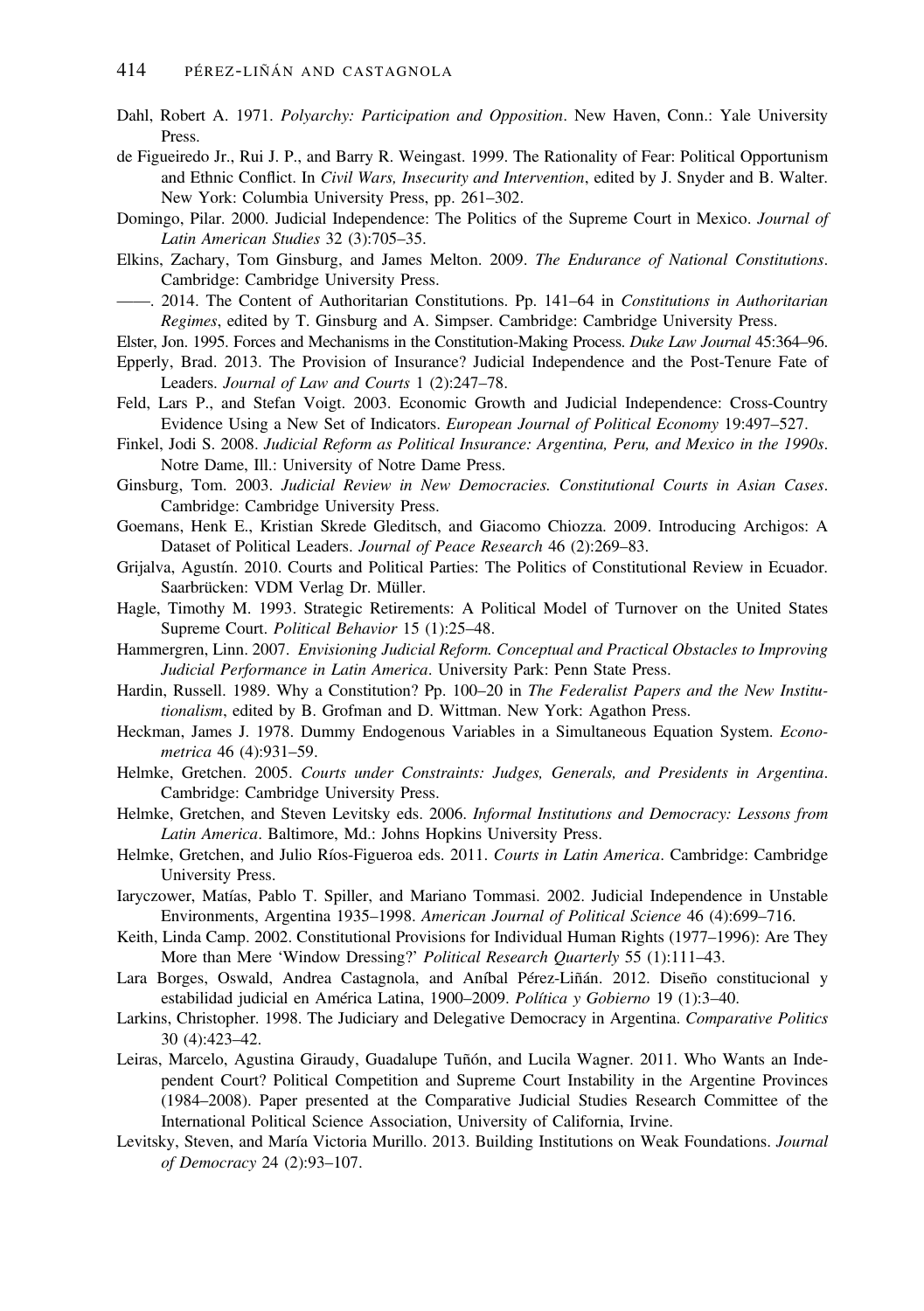Dahl, Robert A. 1971. *Polyarchy: Participation and Opposition*. New Haven, Conn.: Yale University Press.

de Figueiredo Jr., Rui J. P., and Barry R. Weingast. 1999. The Rationality of Fear: Political Opportunism and Ethnic Conflict. In *Civil Wars, Insecurity and Intervention*, edited by J. Snyder and B. Walter. New York: Columbia University Press, pp. 261–302.

Domingo, Pilar. 2000. Judicial Independence: The Politics of the Supreme Court in Mexico. *Journal of Latin American Studies* 32 (3):705–35.

Elkins, Zachary, Tom Ginsburg, and James Melton. 2009. *The Endurance of National Constitutions*. Cambridge: Cambridge University Press.

——. 2014. The Content of Authoritarian Constitutions. Pp. 141–64 in *Constitutions in Authoritarian Regimes*, edited by T. Ginsburg and A. Simpser. Cambridge: Cambridge University Press.

Elster, Jon. 1995. Forces and Mechanisms in the Constitution-Making Process. *Duke Law Journal* 45:364–96.

Epperly, Brad. 2013. The Provision of Insurance? Judicial Independence and the Post-Tenure Fate of Leaders. *Journal of Law and Courts* 1 (2):247–78.

Feld, Lars P., and Stefan Voigt. 2003. Economic Growth and Judicial Independence: Cross-Country Evidence Using a New Set of Indicators. *European Journal of Political Economy* 19:497–527.

Finkel, Jodi S. 2008. *Judicial Reform as Political Insurance: Argentina, Peru, and Mexico in the 1990s*. Notre Dame, Ill.: University of Notre Dame Press.

Ginsburg, Tom. 2003. *Judicial Review in New Democracies. Constitutional Courts in Asian Cases*. Cambridge: Cambridge University Press.

Goemans, Henk E., Kristian Skrede Gleditsch, and Giacomo Chiozza. 2009. Introducing Archigos: A Dataset of Political Leaders. *Journal of Peace Research* 46 (2):269–83.

Grijalva, Agustín. 2010. Courts and Political Parties: The Politics of Constitutional Review in Ecuador. Saarbrücken: VDM Verlag Dr. Müller.

Hagle, Timothy M. 1993. Strategic Retirements: A Political Model of Turnover on the United States Supreme Court. *Political Behavior* 15 (1):25–48.

Hammergren, Linn. 2007. *Envisioning Judicial Reform. Conceptual and Practical Obstacles to Improving Judicial Performance in Latin America*. University Park: Penn State Press.

Hardin, Russell. 1989. Why a Constitution? Pp. 100–20 in *The Federalist Papers and the New Institutionalism*, edited by B. Grofman and D. Wittman. New York: Agathon Press.

Heckman, James J. 1978. Dummy Endogenous Variables in a Simultaneous Equation System. *Econometrica* 46 (4):931–59.

Helmke, Gretchen. 2005. *Courts under Constraints: Judges, Generals, and Presidents in Argentina*. Cambridge: Cambridge University Press.

Helmke, Gretchen, and Steven Levitsky eds. 2006. *Informal Institutions and Democracy: Lessons from Latin America*. Baltimore, Md.: Johns Hopkins University Press.

Helmke, Gretchen, and Julio Ríos-Figueroa eds. 2011. *Courts in Latin America*. Cambridge: Cambridge University Press.

Iaryczower, Matías, Pablo T. Spiller, and Mariano Tommasi. 2002. Judicial Independence in Unstable Environments, Argentina 1935–1998. *American Journal of Political Science* 46 (4):699–716.

Keith, Linda Camp. 2002. Constitutional Provisions for Individual Human Rights (1977–1996): Are They More than Mere 'Window Dressing?' *Political Research Quarterly* 55 (1):111–43.

Lara Borges, Oswald, Andrea Castagnola, and Aníbal Pérez-Liñán. 2012. Diseño constitucional y estabilidad judicial en América Latina, 1900–2009. *Política y Gobierno* 19 (1):3–40.

Larkins, Christopher. 1998. The Judiciary and Delegative Democracy in Argentina. *Comparative Politics* 30 (4):423–42.

Leiras, Marcelo, Agustina Giraudy, Guadalupe Tuñón, and Lucila Wagner. 2011. Who Wants an Independent Court? Political Competition and Supreme Court Instability in the Argentine Provinces (1984–2008). Paper presented at the Comparative Judicial Studies Research Committee of the International Political Science Association, University of California, Irvine.

Levitsky, Steven, and María Victoria Murillo. 2013. Building Institutions on Weak Foundations. *Journal of Democracy* 24 (2):93–107.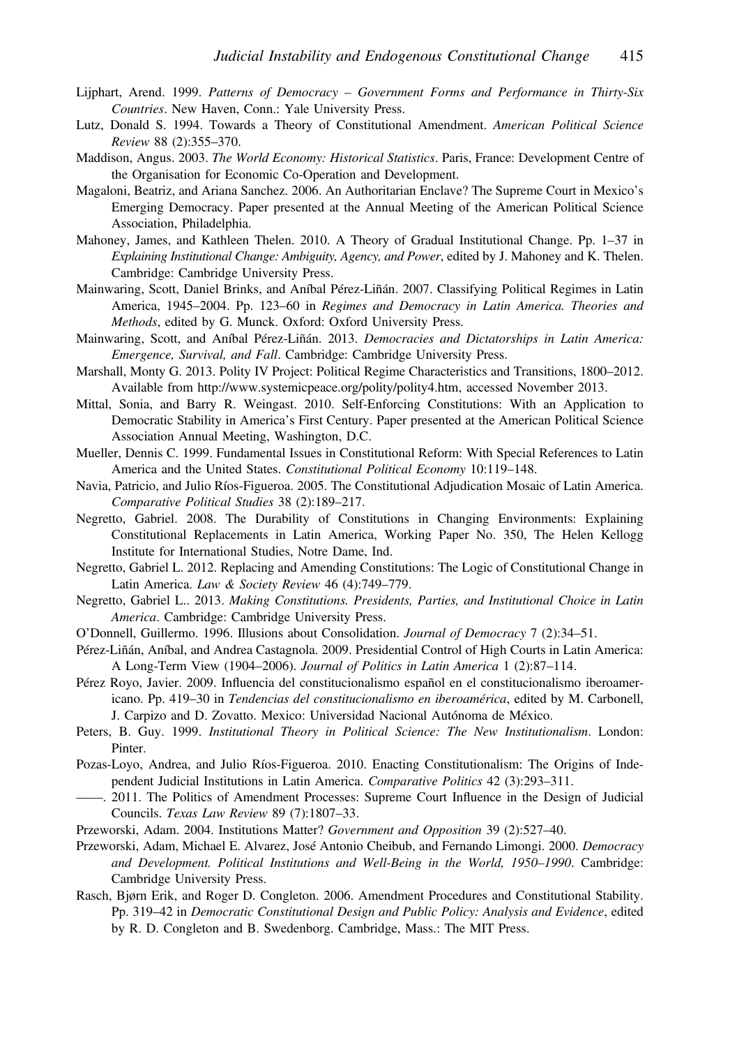Lijphart, Arend. 1999. *Patterns of Democracy – Government Forms and Performance in Thirty-Six Countries*. New Haven, Conn.: Yale University Press.

Lutz, Donald S. 1994. Towards a Theory of Constitutional Amendment. *American Political Science Review* 88 (2):355–370.

Maddison, Angus. 2003. *The World Economy: Historical Statistics*. Paris, France: Development Centre of the Organisation for Economic Co-Operation and Development.

Magaloni, Beatriz, and Ariana Sanchez. 2006. An Authoritarian Enclave? The Supreme Court in Mexico's Emerging Democracy. Paper presented at the Annual Meeting of the American Political Science Association, Philadelphia.

Mahoney, James, and Kathleen Thelen. 2010. A Theory of Gradual Institutional Change. Pp. 1–37 in *Explaining Institutional Change: Ambiguity, Agency, and Power*, edited by J. Mahoney and K. Thelen. Cambridge: Cambridge University Press.

Mainwaring, Scott, Daniel Brinks, and Aníbal Pérez-Liñán. 2007. Classifying Political Regimes in Latin America, 1945–2004. Pp. 123–60 in *Regimes and Democracy in Latin America. Theories and Methods*, edited by G. Munck. Oxford: Oxford University Press.

Mainwaring, Scott, and Aníbal Pérez-Liñán. 2013. *Democracies and Dictatorships in Latin America: Emergence, Survival, and Fall*. Cambridge: Cambridge University Press.

Marshall, Monty G. 2013. Polity IV Project: Political Regime Characteristics and Transitions, 1800–2012. Available from http://www.systemicpeace.org/polity/polity4.htm, accessed November 2013.

Mittal, Sonia, and Barry R. Weingast. 2010. Self-Enforcing Constitutions: With an Application to Democratic Stability in America's First Century. Paper presented at the American Political Science Association Annual Meeting, Washington, D.C.

Mueller, Dennis C. 1999. Fundamental Issues in Constitutional Reform: With Special References to Latin America and the United States. *Constitutional Political Economy* 10:119–148.

Navia, Patricio, and Julio Ríos-Figueroa. 2005. The Constitutional Adjudication Mosaic of Latin America. *Comparative Political Studies* 38 (2):189–217.

Negretto, Gabriel. 2008. The Durability of Constitutions in Changing Environments: Explaining Constitutional Replacements in Latin America, Working Paper No. 350, The Helen Kellogg Institute for International Studies, Notre Dame, Ind.

Negretto, Gabriel L. 2012. Replacing and Amending Constitutions: The Logic of Constitutional Change in Latin America. *Law & Society Review* 46 (4):749–779.

Negretto, Gabriel L.. 2013. *Making Constitutions. Presidents, Parties, and Institutional Choice in Latin America*. Cambridge: Cambridge University Press.

O'Donnell, Guillermo. 1996. Illusions about Consolidation. *Journal of Democracy* 7 (2):34–51.

Pérez-Liñán, Aníbal, and Andrea Castagnola. 2009. Presidential Control of High Courts in Latin America: A Long-Term View (1904–2006). *Journal of Politics in Latin America* 1 (2):87–114.

Pérez Royo, Javier. 2009. Influencia del constitucionalismo español en el constitucionalismo iberoamericano. Pp. 419–30 in *Tendencias del constitucionalismo en iberoamérica*, edited by M. Carbonell, J. Carpizo and D. Zovatto. Mexico: Universidad Nacional Autónoma de México.

Peters, B. Guy. 1999. *Institutional Theory in Political Science: The New Institutionalism*. London: Pinter.

Pozas-Loyo, Andrea, and Julio Ríos-Figueroa. 2010. Enacting Constitutionalism: The Origins of Independent Judicial Institutions in Latin America. *Comparative Politics* 42 (3):293–311.

——. 2011. The Politics of Amendment Processes: Supreme Court Influence in the Design of Judicial Councils. *Texas Law Review* 89 (7):1807–33.

Przeworski, Adam. 2004. Institutions Matter? *Government and Opposition* 39 (2):527–40.

Przeworski, Adam, Michael E. Alvarez, José Antonio Cheibub, and Fernando Limongi. 2000. *Democracy and Development. Political Institutions and Well-Being in the World, 1950–1990*. Cambridge: Cambridge University Press.

Rasch, Bjørn Erik, and Roger D. Congleton. 2006. Amendment Procedures and Constitutional Stability. Pp. 319–42 in *Democratic Constitutional Design and Public Policy: Analysis and Evidence*, edited by R. D. Congleton and B. Swedenborg. Cambridge, Mass.: The MIT Press.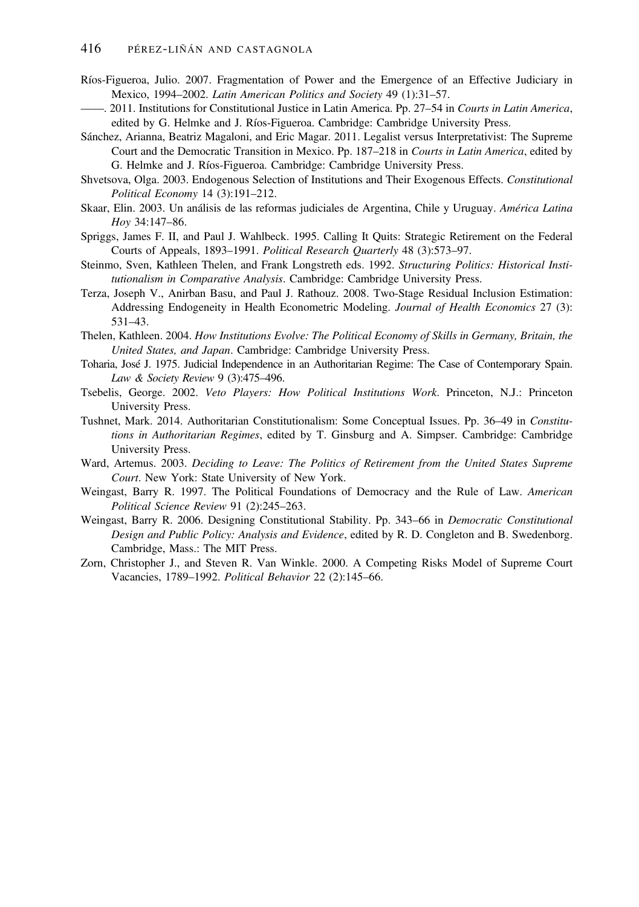Ríos-Figueroa, Julio. 2007. Fragmentation of Power and the Emergence of an Effective Judiciary in Mexico, 1994–2002. *Latin American Politics and Society* 49 (1):31–57.

——. 2011. Institutions for Constitutional Justice in Latin America. Pp. 27–54 in *Courts in Latin America*, edited by G. Helmke and J. Ríos-Figueroa. Cambridge: Cambridge University Press.

Sánchez, Arianna, Beatriz Magaloni, and Eric Magar. 2011. Legalist versus Interpretativist: The Supreme Court and the Democratic Transition in Mexico. Pp. 187–218 in *Courts in Latin America*, edited by G. Helmke and J. Ríos-Figueroa. Cambridge: Cambridge University Press.

Shvetsova, Olga. 2003. Endogenous Selection of Institutions and Their Exogenous Effects. *Constitutional Political Economy* 14 (3):191–212.

Skaar, Elin. 2003. Un análisis de las reformas judiciales de Argentina, Chile y Uruguay. *América Latina Hoy* 34:147–86.

Spriggs, James F. II, and Paul J. Wahlbeck. 1995. Calling It Quits: Strategic Retirement on the Federal Courts of Appeals, 1893–1991. *Political Research Quarterly* 48 (3):573–97.

Steinmo, Sven, Kathleen Thelen, and Frank Longstreth eds. 1992. *Structuring Politics: Historical Institutionalism in Comparative Analysis*. Cambridge: Cambridge University Press.

Terza, Joseph V., Anirban Basu, and Paul J. Rathouz. 2008. Two-Stage Residual Inclusion Estimation: Addressing Endogeneity in Health Econometric Modeling. *Journal of Health Economics* 27 (3): 531–43.

Thelen, Kathleen. 2004. *How Institutions Evolve: The Political Economy of Skills in Germany, Britain, the United States, and Japan*. Cambridge: Cambridge University Press.

Toharia, José J. 1975. Judicial Independence in an Authoritarian Regime: The Case of Contemporary Spain. *Law & Society Review* 9 (3):475–496.

Tsebelis, George. 2002. *Veto Players: How Political Institutions Work*. Princeton, N.J.: Princeton University Press.

Tushnet, Mark. 2014. Authoritarian Constitutionalism: Some Conceptual Issues. Pp. 36–49 in *Constitutions in Authoritarian Regimes*, edited by T. Ginsburg and A. Simpser. Cambridge: Cambridge University Press.

Ward, Artemus. 2003. *Deciding to Leave: The Politics of Retirement from the United States Supreme Court*. New York: State University of New York.

Weingast, Barry R. 1997. The Political Foundations of Democracy and the Rule of Law. *American Political Science Review* 91 (2):245–263.

Weingast, Barry R. 2006. Designing Constitutional Stability. Pp. 343–66 in *Democratic Constitutional Design and Public Policy: Analysis and Evidence*, edited by R. D. Congleton and B. Swedenborg. Cambridge, Mass.: The MIT Press.

Zorn, Christopher J., and Steven R. Van Winkle. 2000. A Competing Risks Model of Supreme Court Vacancies, 1789–1992. *Political Behavior* 22 (2):145–66.